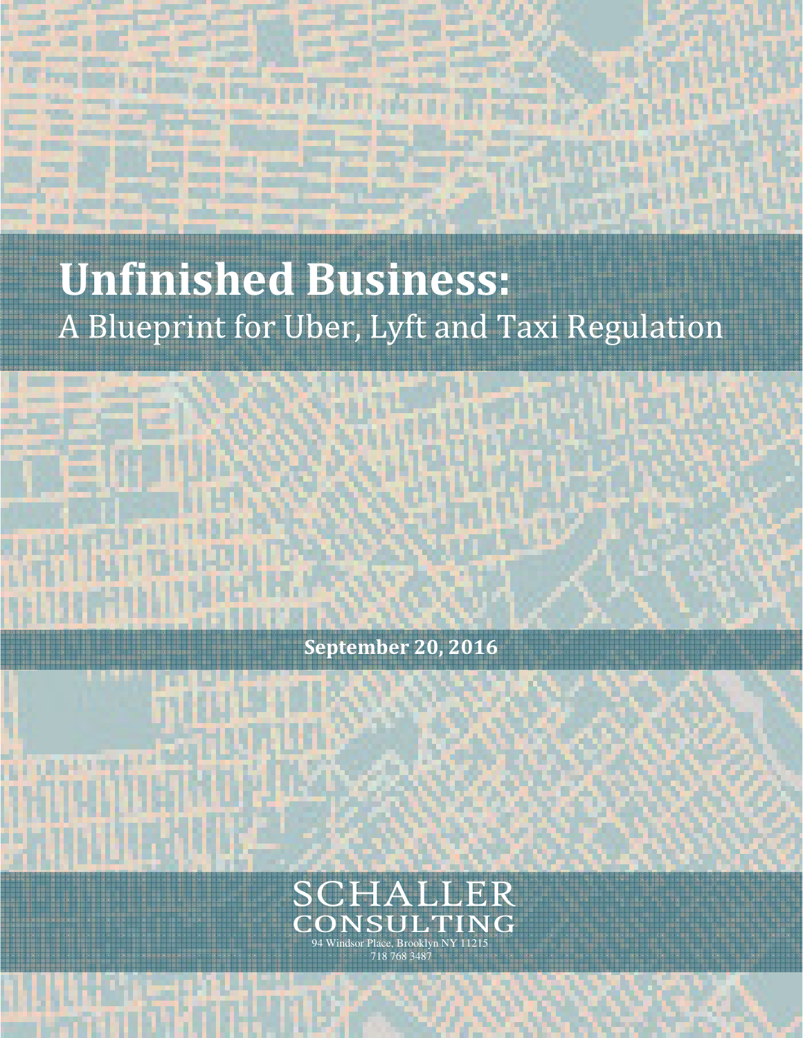# Unfinished Business:

## A Blueprint for Uber, Lyft and Taxi Regulation

**September 20, 2016**

SCHALLER
CONSULTING
94 Windsor Place, Brooklyn NY 11215
718 768 3487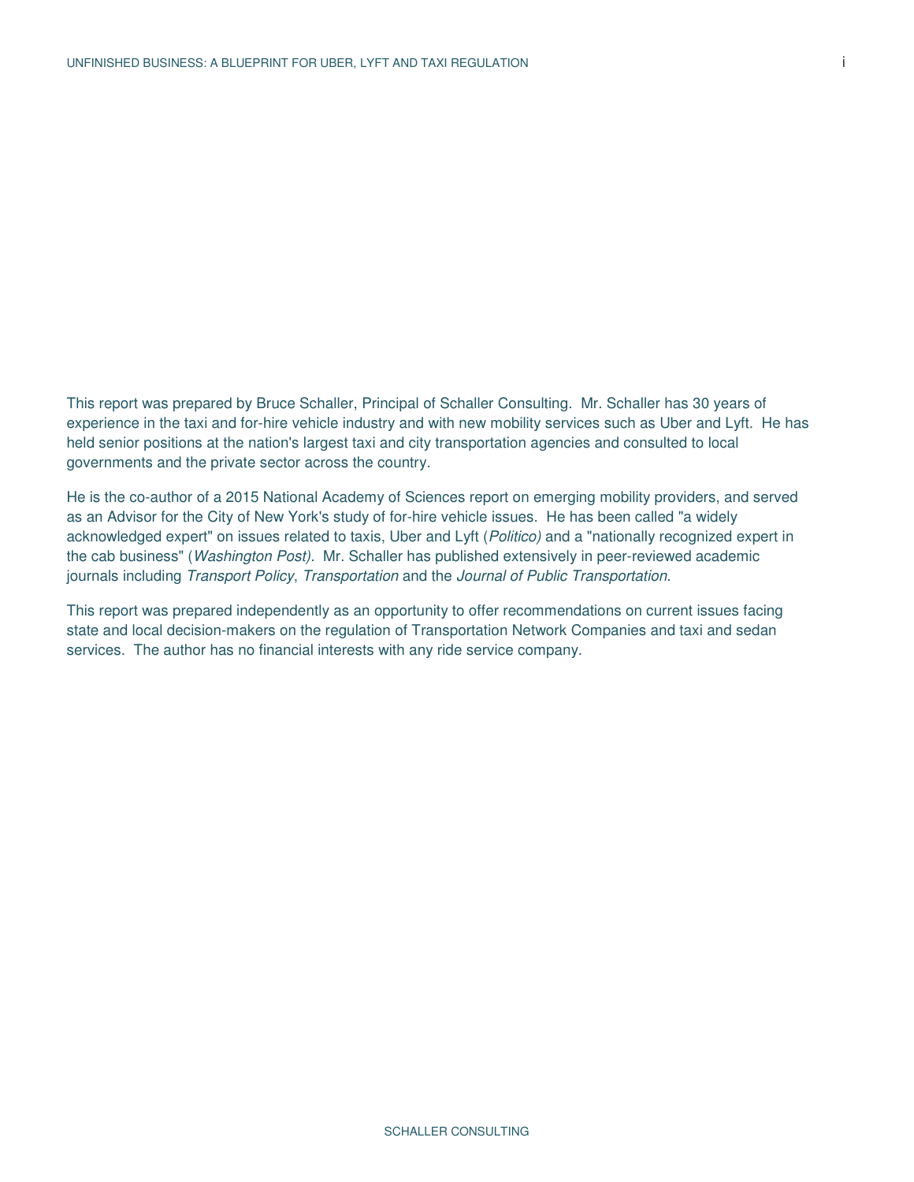This report was prepared by Bruce Schaller, Principal of Schaller Consulting. Mr. Schaller has 30 years of experience in the taxi and for-hire vehicle industry and with new mobility services such as Uber and Lyft. He has held senior positions at the nation's largest taxi and city transportation agencies and consulted to local governments and the private sector across the country.

He is the co-author of a 2015 National Academy of Sciences report on emerging mobility providers, and served as an Advisor for the City of New York's study of for-hire vehicle issues. He has been called "a widely acknowledged expert" on issues related to taxis, Uber and Lyft (*Politico)* and a "nationally recognized expert in the cab business" (*Washington Post).* Mr. Schaller has published extensively in peer-reviewed academic journals including *Transport Policy*, *Transportation* and the *Journal of Public Transportation*.

This report was prepared independently as an opportunity to offer recommendations on current issues facing state and local decision-makers on the regulation of Transportation Network Companies and taxi and sedan services. The author has no financial interests with any ride service company.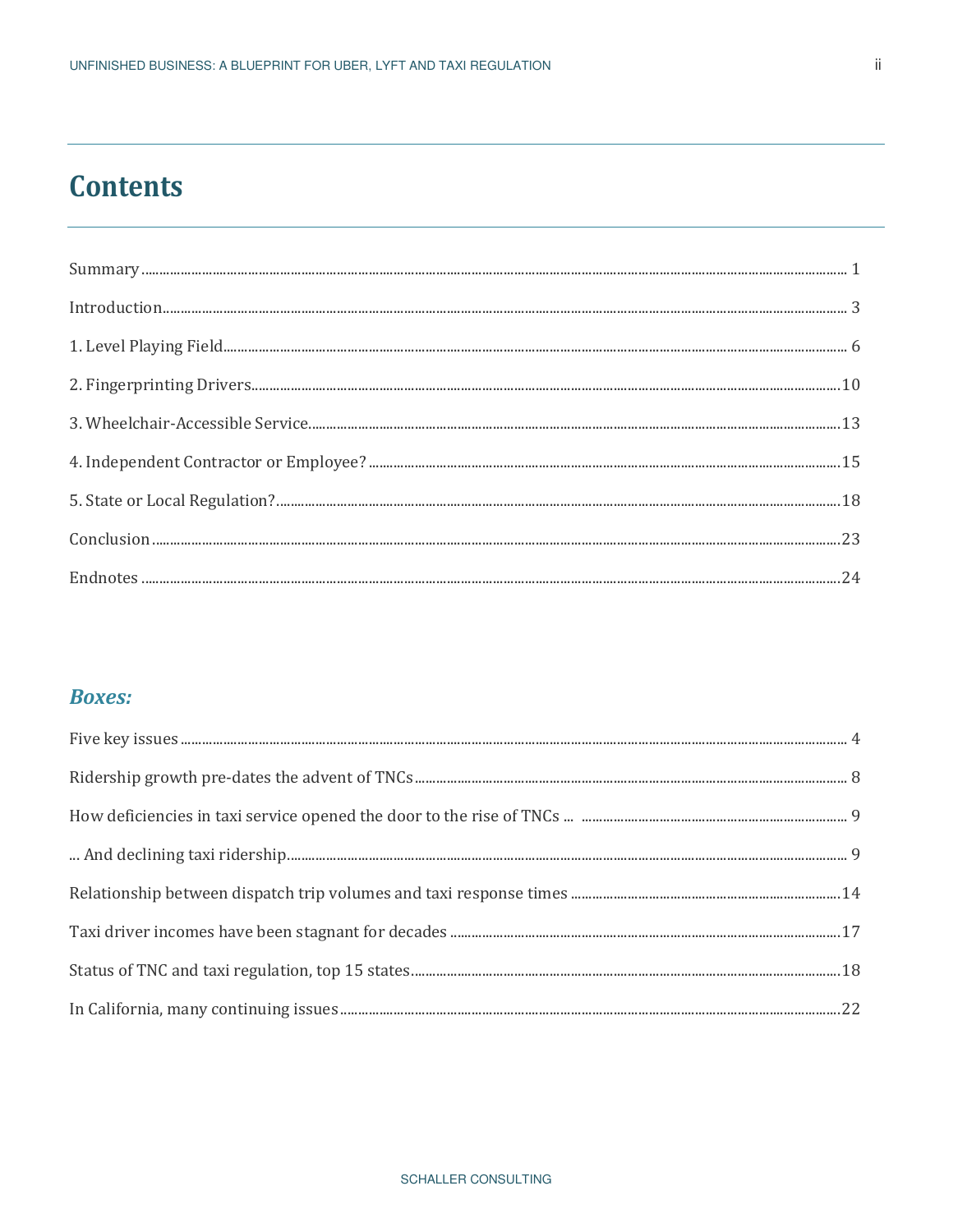# Contents

Summary ........ 1

Introduction ........ 3

1. Level Playing Field ........ 6

2. Fingerprinting Drivers ........ 10

3. Wheelchair-Accessible Service ........ 13

4. Independent Contractor or Employee? ........ 15

5. State or Local Regulation? ........ 18

Conclusion ........ 23

Endnotes ........ 24

## *Boxes:*

Five key issues ........ 4

Ridership growth pre-dates the advent of TNCs ........ 8

How deficiencies in taxi service opened the door to the rise of TNCs ... ........ 9

... And declining taxi ridership ........ 9

Relationship between dispatch trip volumes and taxi response times ........ 14

Taxi driver incomes have been stagnant for decades ........ 17

Status of TNC and taxi regulation, top 15 states ........ 18

In California, many continuing issues ........ 22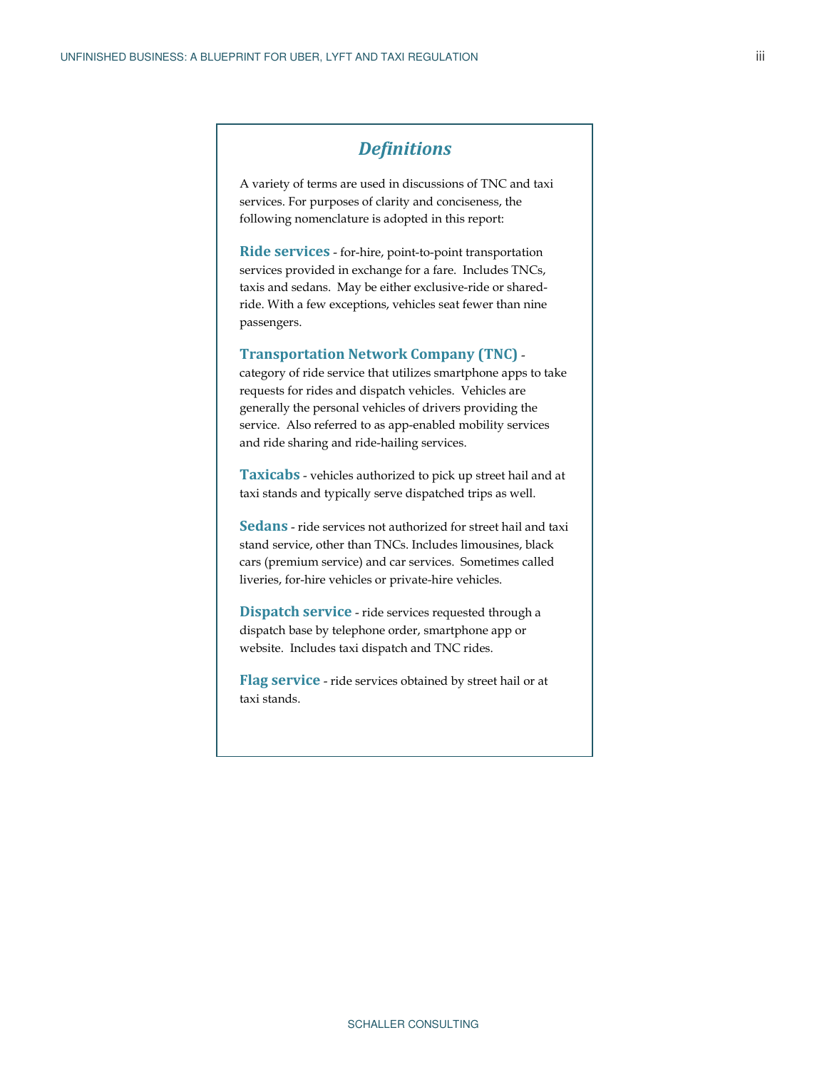## *Definitions*

A variety of terms are used in discussions of TNC and taxi services. For purposes of clarity and conciseness, the following nomenclature is adopted in this report:

**Ride services** - for-hire, point-to-point transportation services provided in exchange for a fare. Includes TNCs, taxis and sedans. May be either exclusive-ride or shared-ride. With a few exceptions, vehicles seat fewer than nine passengers.

**Transportation Network Company (TNC)** - category of ride service that utilizes smartphone apps to take requests for rides and dispatch vehicles. Vehicles are generally the personal vehicles of drivers providing the service. Also referred to as app-enabled mobility services and ride sharing and ride-hailing services.

**Taxicabs** - vehicles authorized to pick up street hail and at taxi stands and typically serve dispatched trips as well.

**Sedans** - ride services not authorized for street hail and taxi stand service, other than TNCs. Includes limousines, black cars (premium service) and car services. Sometimes called liveries, for-hire vehicles or private-hire vehicles.

**Dispatch service** - ride services requested through a dispatch base by telephone order, smartphone app or website. Includes taxi dispatch and TNC rides.

**Flag service** - ride services obtained by street hail or at taxi stands.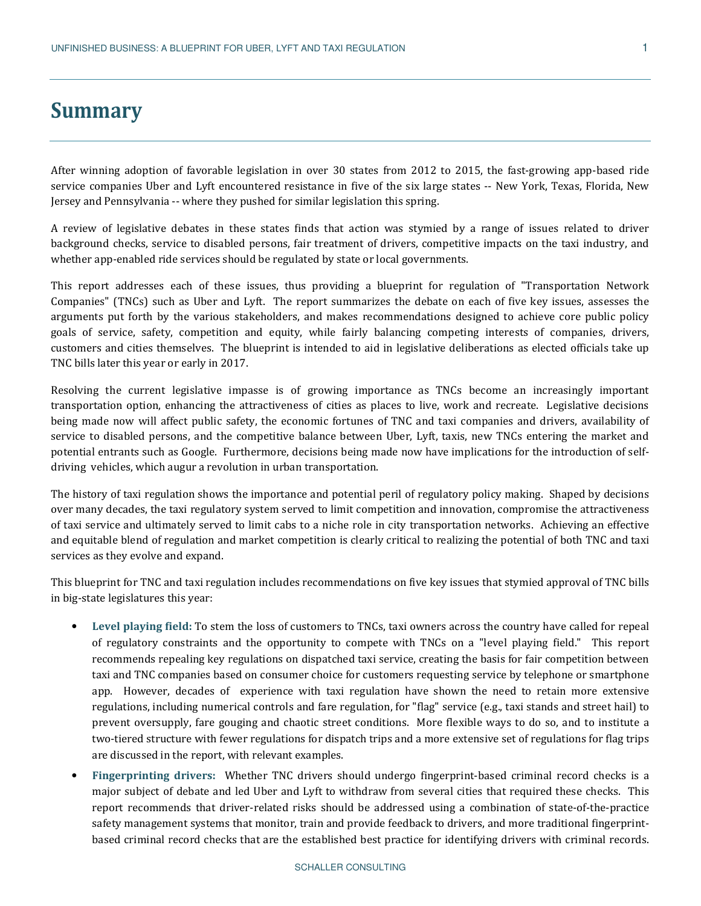# Summary

After winning adoption of favorable legislation in over 30 states from 2012 to 2015, the fast-growing app-based ride service companies Uber and Lyft encountered resistance in five of the six large states -- New York, Texas, Florida, New Jersey and Pennsylvania -- where they pushed for similar legislation this spring.

A review of legislative debates in these states finds that action was stymied by a range of issues related to driver background checks, service to disabled persons, fair treatment of drivers, competitive impacts on the taxi industry, and whether app-enabled ride services should be regulated by state or local governments.

This report addresses each of these issues, thus providing a blueprint for regulation of "Transportation Network Companies" (TNCs) such as Uber and Lyft. The report summarizes the debate on each of five key issues, assesses the arguments put forth by the various stakeholders, and makes recommendations designed to achieve core public policy goals of service, safety, competition and equity, while fairly balancing competing interests of companies, drivers, customers and cities themselves. The blueprint is intended to aid in legislative deliberations as elected officials take up TNC bills later this year or early in 2017.

Resolving the current legislative impasse is of growing importance as TNCs become an increasingly important transportation option, enhancing the attractiveness of cities as places to live, work and recreate. Legislative decisions being made now will affect public safety, the economic fortunes of TNC and taxi companies and drivers, availability of service to disabled persons, and the competitive balance between Uber, Lyft, taxis, new TNCs entering the market and potential entrants such as Google. Furthermore, decisions being made now have implications for the introduction of self-driving vehicles, which augur a revolution in urban transportation.

The history of taxi regulation shows the importance and potential peril of regulatory policy making. Shaped by decisions over many decades, the taxi regulatory system served to limit competition and innovation, compromise the attractiveness of taxi service and ultimately served to limit cabs to a niche role in city transportation networks. Achieving an effective and equitable blend of regulation and market competition is clearly critical to realizing the potential of both TNC and taxi services as they evolve and expand.

This blueprint for TNC and taxi regulation includes recommendations on five key issues that stymied approval of TNC bills in big-state legislatures this year:

- **Level playing field:** To stem the loss of customers to TNCs, taxi owners across the country have called for repeal of regulatory constraints and the opportunity to compete with TNCs on a "level playing field." This report recommends repealing key regulations on dispatched taxi service, creating the basis for fair competition between taxi and TNC companies based on consumer choice for customers requesting service by telephone or smartphone app. However, decades of experience with taxi regulation have shown the need to retain more extensive regulations, including numerical controls and fare regulation, for "flag" service (e.g., taxi stands and street hail) to prevent oversupply, fare gouging and chaotic street conditions. More flexible ways to do so, and to institute a two-tiered structure with fewer regulations for dispatch trips and a more extensive set of regulations for flag trips are discussed in the report, with relevant examples.
- **Fingerprinting drivers:** Whether TNC drivers should undergo fingerprint-based criminal record checks is a major subject of debate and led Uber and Lyft to withdraw from several cities that required these checks. This report recommends that driver-related risks should be addressed using a combination of state-of-the-practice safety management systems that monitor, train and provide feedback to drivers, and more traditional fingerprint-based criminal record checks that are the established best practice for identifying drivers with criminal records.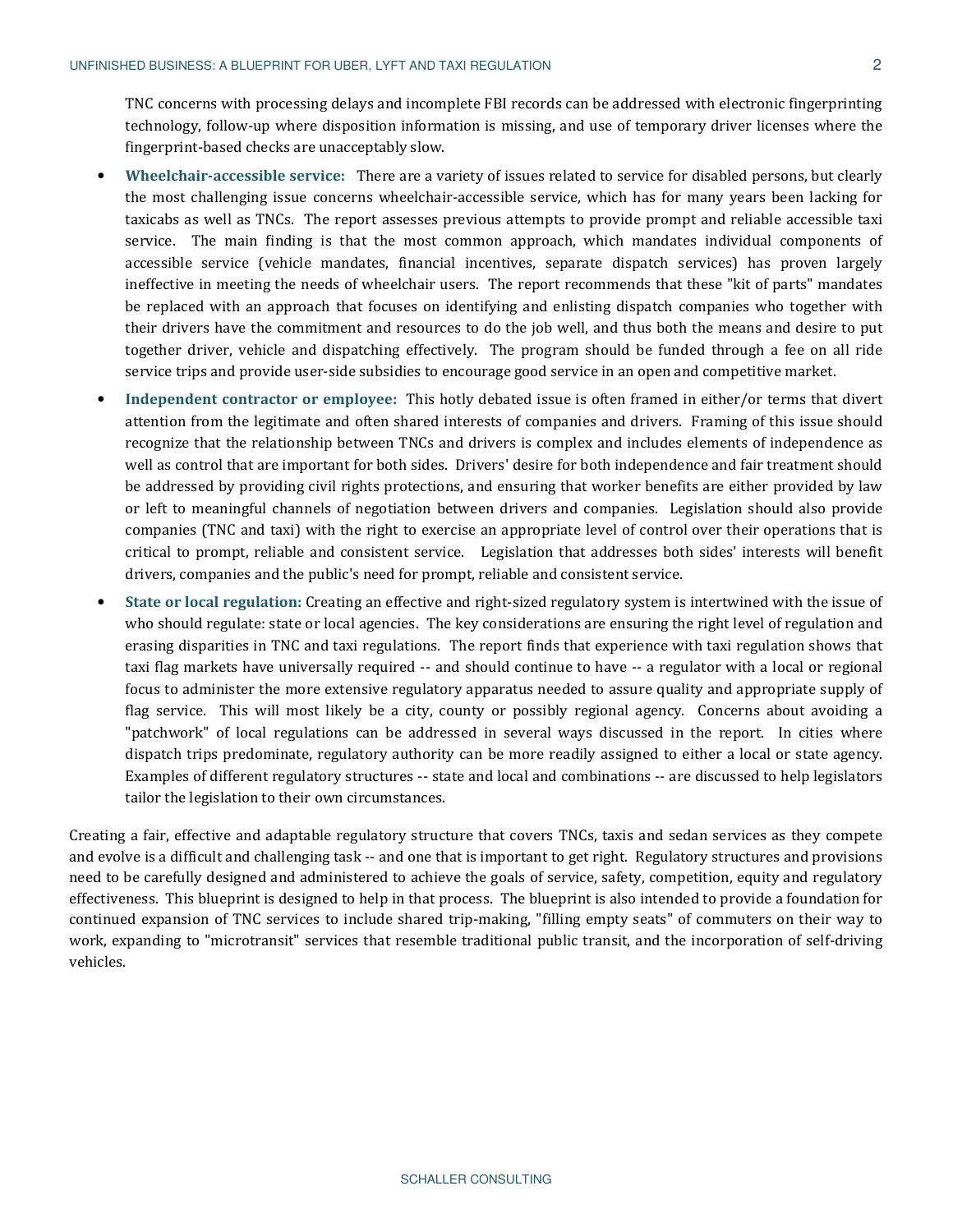TNC concerns with processing delays and incomplete FBI records can be addressed with electronic fingerprinting technology, follow-up where disposition information is missing, and use of temporary driver licenses where the fingerprint-based checks are unacceptably slow.

- **Wheelchair-accessible service:** There are a variety of issues related to service for disabled persons, but clearly the most challenging issue concerns wheelchair-accessible service, which has for many years been lacking for taxicabs as well as TNCs. The report assesses previous attempts to provide prompt and reliable accessible taxi service. The main finding is that the most common approach, which mandates individual components of accessible service (vehicle mandates, financial incentives, separate dispatch services) has proven largely ineffective in meeting the needs of wheelchair users. The report recommends that these "kit of parts" mandates be replaced with an approach that focuses on identifying and enlisting dispatch companies who together with their drivers have the commitment and resources to do the job well, and thus both the means and desire to put together driver, vehicle and dispatching effectively. The program should be funded through a fee on all ride service trips and provide user-side subsidies to encourage good service in an open and competitive market.
- **Independent contractor or employee:** This hotly debated issue is often framed in either/or terms that divert attention from the legitimate and often shared interests of companies and drivers. Framing of this issue should recognize that the relationship between TNCs and drivers is complex and includes elements of independence as well as control that are important for both sides. Drivers' desire for both independence and fair treatment should be addressed by providing civil rights protections, and ensuring that worker benefits are either provided by law or left to meaningful channels of negotiation between drivers and companies. Legislation should also provide companies (TNC and taxi) with the right to exercise an appropriate level of control over their operations that is critical to prompt, reliable and consistent service. Legislation that addresses both sides' interests will benefit drivers, companies and the public's need for prompt, reliable and consistent service.
- **State or local regulation:** Creating an effective and right-sized regulatory system is intertwined with the issue of who should regulate: state or local agencies. The key considerations are ensuring the right level of regulation and erasing disparities in TNC and taxi regulations. The report finds that experience with taxi regulation shows that taxi flag markets have universally required -- and should continue to have -- a regulator with a local or regional focus to administer the more extensive regulatory apparatus needed to assure quality and appropriate supply of flag service. This will most likely be a city, county or possibly regional agency. Concerns about avoiding a "patchwork" of local regulations can be addressed in several ways discussed in the report. In cities where dispatch trips predominate, regulatory authority can be more readily assigned to either a local or state agency. Examples of different regulatory structures -- state and local and combinations -- are discussed to help legislators tailor the legislation to their own circumstances.

Creating a fair, effective and adaptable regulatory structure that covers TNCs, taxis and sedan services as they compete and evolve is a difficult and challenging task -- and one that is important to get right. Regulatory structures and provisions need to be carefully designed and administered to achieve the goals of service, safety, competition, equity and regulatory effectiveness. This blueprint is designed to help in that process. The blueprint is also intended to provide a foundation for continued expansion of TNC services to include shared trip-making, "filling empty seats" of commuters on their way to work, expanding to "microtransit" services that resemble traditional public transit, and the incorporation of self-driving vehicles.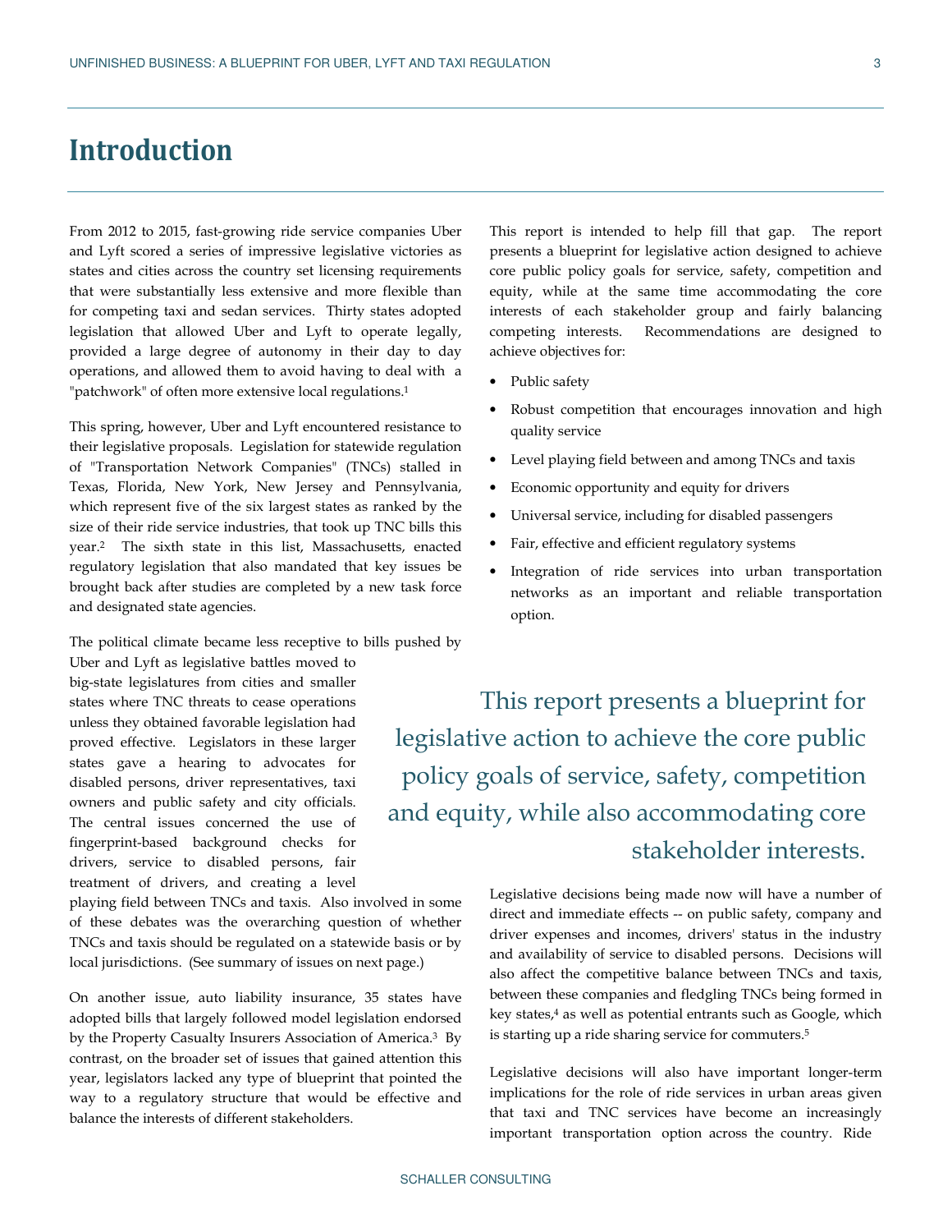# Introduction

From 2012 to 2015, fast-growing ride service companies Uber and Lyft scored a series of impressive legislative victories as states and cities across the country set licensing requirements that were substantially less extensive and more flexible than for competing taxi and sedan services. Thirty states adopted legislation that allowed Uber and Lyft to operate legally, provided a large degree of autonomy in their day to day operations, and allowed them to avoid having to deal with a "patchwork" of often more extensive local regulations.[1]

This spring, however, Uber and Lyft encountered resistance to their legislative proposals. Legislation for statewide regulation of "Transportation Network Companies" (TNCs) stalled in Texas, Florida, New York, New Jersey and Pennsylvania, which represent five of the six largest states as ranked by the size of their ride service industries, that took up TNC bills this year.[2] The sixth state in this list, Massachusetts, enacted regulatory legislation that also mandated that key issues be brought back after studies are completed by a new task force and designated state agencies.

The political climate became less receptive to bills pushed by Uber and Lyft as legislative battles moved to big-state legislatures from cities and smaller states where TNC threats to cease operations unless they obtained favorable legislation had proved effective. Legislators in these larger states gave a hearing to advocates for disabled persons, driver representatives, taxi owners and public safety and city officials. The central issues concerned the use of fingerprint-based background checks for drivers, service to disabled persons, fair treatment of drivers, and creating a level playing field between TNCs and taxis. Also involved in some of these debates was the overarching question of whether TNCs and taxis should be regulated on a statewide basis or by local jurisdictions. (See summary of issues on next page.)

On another issue, auto liability insurance, 35 states have adopted bills that largely followed model legislation endorsed by the Property Casualty Insurers Association of America.[3] By contrast, on the broader set of issues that gained attention this year, legislators lacked any type of blueprint that pointed the way to a regulatory structure that would be effective and balance the interests of different stakeholders.

This report is intended to help fill that gap. The report presents a blueprint for legislative action designed to achieve core public policy goals for service, safety, competition and equity, while at the same time accommodating the core interests of each stakeholder group and fairly balancing competing interests. Recommendations are designed to achieve objectives for:

- Public safety
- Robust competition that encourages innovation and high quality service
- Level playing field between and among TNCs and taxis
- Economic opportunity and equity for drivers
- Universal service, including for disabled passengers
- Fair, effective and efficient regulatory systems
- Integration of ride services into urban transportation networks as an important and reliable transportation option.

> This report presents a blueprint for legislative action to achieve the core public policy goals of service, safety, competition and equity, while also accommodating core stakeholder interests.

Legislative decisions being made now will have a number of direct and immediate effects -- on public safety, company and driver expenses and incomes, drivers' status in the industry and availability of service to disabled persons. Decisions will also affect the competitive balance between TNCs and taxis, between these companies and fledgling TNCs being formed in key states,[4] as well as potential entrants such as Google, which is starting up a ride sharing service for commuters.[5]

Legislative decisions will also have important longer-term implications for the role of ride services in urban areas given that taxi and TNC services have become an increasingly important transportation option across the country. Ride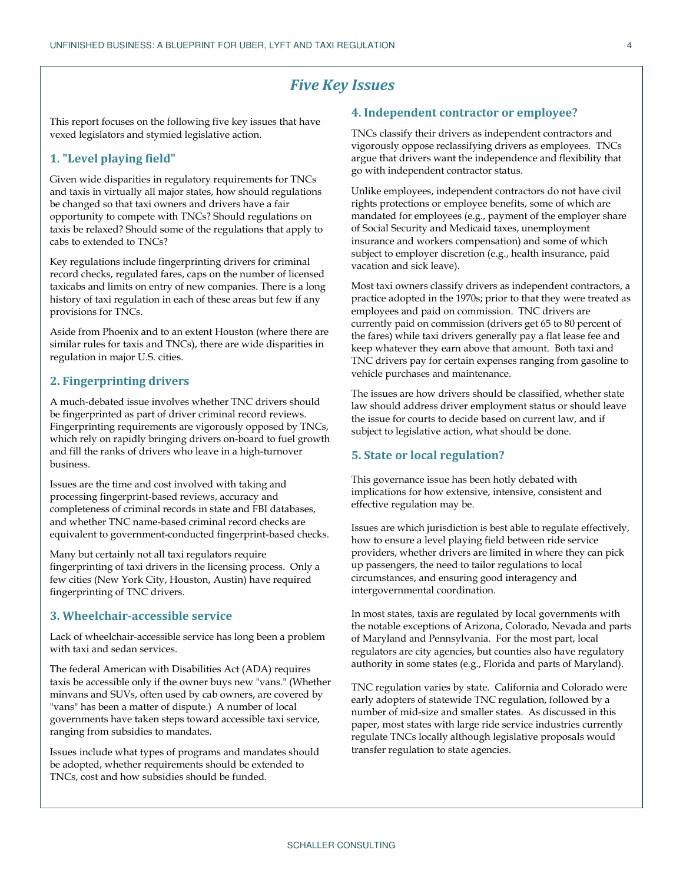# *Five Key Issues*

This report focuses on the following five key issues that have vexed legislators and stymied legislative action.

## 1. "Level playing field"

Given wide disparities in regulatory requirements for TNCs and taxis in virtually all major states, how should regulations be changed so that taxi owners and drivers have a fair opportunity to compete with TNCs? Should regulations on taxis be relaxed? Should some of the regulations that apply to cabs to extended to TNCs?

Key regulations include fingerprinting drivers for criminal record checks, regulated fares, caps on the number of licensed taxicabs and limits on entry of new companies. There is a long history of taxi regulation in each of these areas but few if any provisions for TNCs.

Aside from Phoenix and to an extent Houston (where there are similar rules for taxis and TNCs), there are wide disparities in regulation in major U.S. cities.

## 2. Fingerprinting drivers

A much-debated issue involves whether TNC drivers should be fingerprinted as part of driver criminal record reviews. Fingerprinting requirements are vigorously opposed by TNCs, which rely on rapidly bringing drivers on-board to fuel growth and fill the ranks of drivers who leave in a high-turnover business.

Issues are the time and cost involved with taking and processing fingerprint-based reviews, accuracy and completeness of criminal records in state and FBI databases, and whether TNC name-based criminal record checks are equivalent to government-conducted fingerprint-based checks.

Many but certainly not all taxi regulators require fingerprinting of taxi drivers in the licensing process. Only a few cities (New York City, Houston, Austin) have required fingerprinting of TNC drivers.

## 3. Wheelchair-accessible service

Lack of wheelchair-accessible service has long been a problem with taxi and sedan services.

The federal American with Disabilities Act (ADA) requires taxis be accessible only if the owner buys new "vans." (Whether minvans and SUVs, often used by cab owners, are covered by "vans" has been a matter of dispute.) A number of local governments have taken steps toward accessible taxi service, ranging from subsidies to mandates.

Issues include what types of programs and mandates should be adopted, whether requirements should be extended to TNCs, cost and how subsidies should be funded.

## 4. Independent contractor or employee?

TNCs classify their drivers as independent contractors and vigorously oppose reclassifying drivers as employees. TNCs argue that drivers want the independence and flexibility that go with independent contractor status.

Unlike employees, independent contractors do not have civil rights protections or employee benefits, some of which are mandated for employees (e.g., payment of the employer share of Social Security and Medicaid taxes, unemployment insurance and workers compensation) and some of which subject to employer discretion (e.g., health insurance, paid vacation and sick leave).

Most taxi owners classify drivers as independent contractors, a practice adopted in the 1970s; prior to that they were treated as employees and paid on commission. TNC drivers are currently paid on commission (drivers get 65 to 80 percent of the fares) while taxi drivers generally pay a flat lease fee and keep whatever they earn above that amount. Both taxi and TNC drivers pay for certain expenses ranging from gasoline to vehicle purchases and maintenance.

The issues are how drivers should be classified, whether state law should address driver employment status or should leave the issue for courts to decide based on current law, and if subject to legislative action, what should be done.

## 5. State or local regulation?

This governance issue has been hotly debated with implications for how extensive, intensive, consistent and effective regulation may be.

Issues are which jurisdiction is best able to regulate effectively, how to ensure a level playing field between ride service providers, whether drivers are limited in where they can pick up passengers, the need to tailor regulations to local circumstances, and ensuring good interagency and intergovernmental coordination.

In most states, taxis are regulated by local governments with the notable exceptions of Arizona, Colorado, Nevada and parts of Maryland and Pennsylvania. For the most part, local regulators are city agencies, but counties also have regulatory authority in some states (e.g., Florida and parts of Maryland).

TNC regulation varies by state. California and Colorado were early adopters of statewide TNC regulation, followed by a number of mid-size and smaller states. As discussed in this paper, most states with large ride service industries currently regulate TNCs locally although legislative proposals would transfer regulation to state agencies.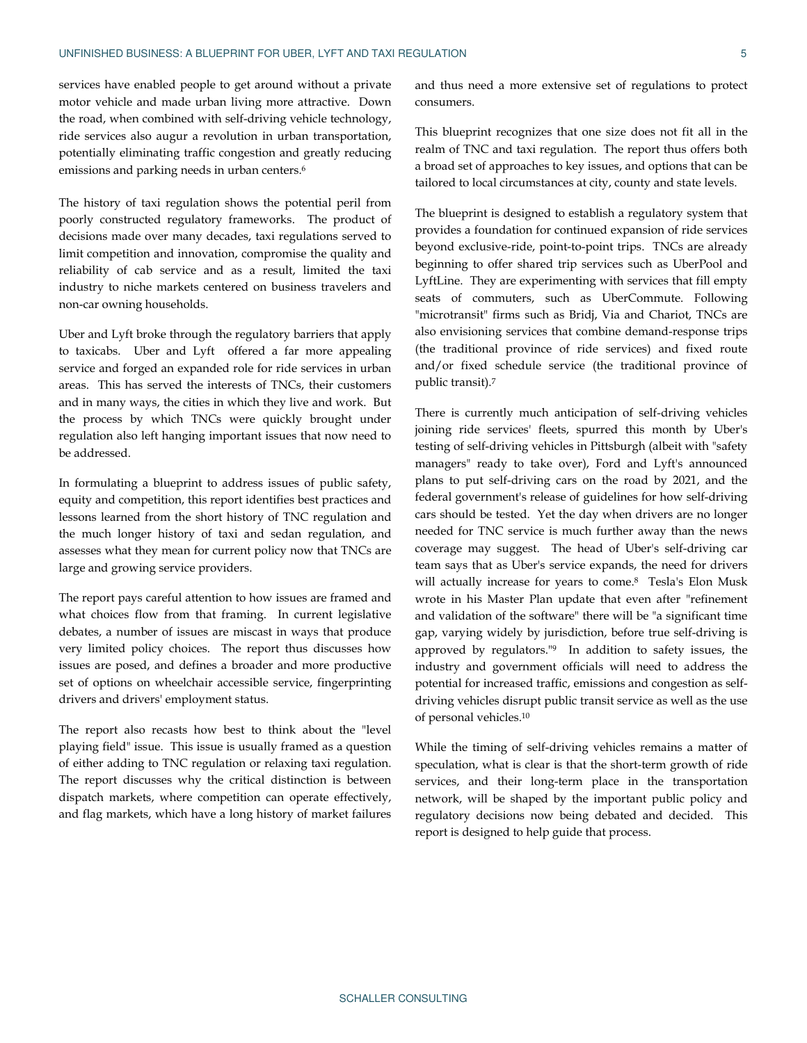services have enabled people to get around without a private motor vehicle and made urban living more attractive. Down the road, when combined with self-driving vehicle technology, ride services also augur a revolution in urban transportation, potentially eliminating traffic congestion and greatly reducing emissions and parking needs in urban centers.[6]

The history of taxi regulation shows the potential peril from poorly constructed regulatory frameworks. The product of decisions made over many decades, taxi regulations served to limit competition and innovation, compromise the quality and reliability of cab service and as a result, limited the taxi industry to niche markets centered on business travelers and non-car owning households.

Uber and Lyft broke through the regulatory barriers that apply to taxicabs. Uber and Lyft offered a far more appealing service and forged an expanded role for ride services in urban areas. This has served the interests of TNCs, their customers and in many ways, the cities in which they live and work. But the process by which TNCs were quickly brought under regulation also left hanging important issues that now need to be addressed.

In formulating a blueprint to address issues of public safety, equity and competition, this report identifies best practices and lessons learned from the short history of TNC regulation and the much longer history of taxi and sedan regulation, and assesses what they mean for current policy now that TNCs are large and growing service providers.

The report pays careful attention to how issues are framed and what choices flow from that framing. In current legislative debates, a number of issues are miscast in ways that produce very limited policy choices. The report thus discusses how issues are posed, and defines a broader and more productive set of options on wheelchair accessible service, fingerprinting drivers and drivers' employment status.

The report also recasts how best to think about the "level playing field" issue. This issue is usually framed as a question of either adding to TNC regulation or relaxing taxi regulation. The report discusses why the critical distinction is between dispatch markets, where competition can operate effectively, and flag markets, which have a long history of market failures and thus need a more extensive set of regulations to protect consumers.

This blueprint recognizes that one size does not fit all in the realm of TNC and taxi regulation. The report thus offers both a broad set of approaches to key issues, and options that can be tailored to local circumstances at city, county and state levels.

The blueprint is designed to establish a regulatory system that provides a foundation for continued expansion of ride services beyond exclusive-ride, point-to-point trips. TNCs are already beginning to offer shared trip services such as UberPool and LyftLine. They are experimenting with services that fill empty seats of commuters, such as UberCommute. Following "microtransit" firms such as Bridj, Via and Chariot, TNCs are also envisioning services that combine demand-response trips (the traditional province of ride services) and fixed route and/or fixed schedule service (the traditional province of public transit).[7]

There is currently much anticipation of self-driving vehicles joining ride services' fleets, spurred this month by Uber's testing of self-driving vehicles in Pittsburgh (albeit with "safety managers" ready to take over), Ford and Lyft's announced plans to put self-driving cars on the road by 2021, and the federal government's release of guidelines for how self-driving cars should be tested. Yet the day when drivers are no longer needed for TNC service is much further away than the news coverage may suggest. The head of Uber's self-driving car team says that as Uber's service expands, the need for drivers will actually increase for years to come.[8] Tesla's Elon Musk wrote in his Master Plan update that even after "refinement and validation of the software" there will be "a significant time gap, varying widely by jurisdiction, before true self-driving is approved by regulators."[9] In addition to safety issues, the industry and government officials will need to address the potential for increased traffic, emissions and congestion as self-driving vehicles disrupt public transit service as well as the use of personal vehicles.[10]

While the timing of self-driving vehicles remains a matter of speculation, what is clear is that the short-term growth of ride services, and their long-term place in the transportation network, will be shaped by the important public policy and regulatory decisions now being debated and decided. This report is designed to help guide that process.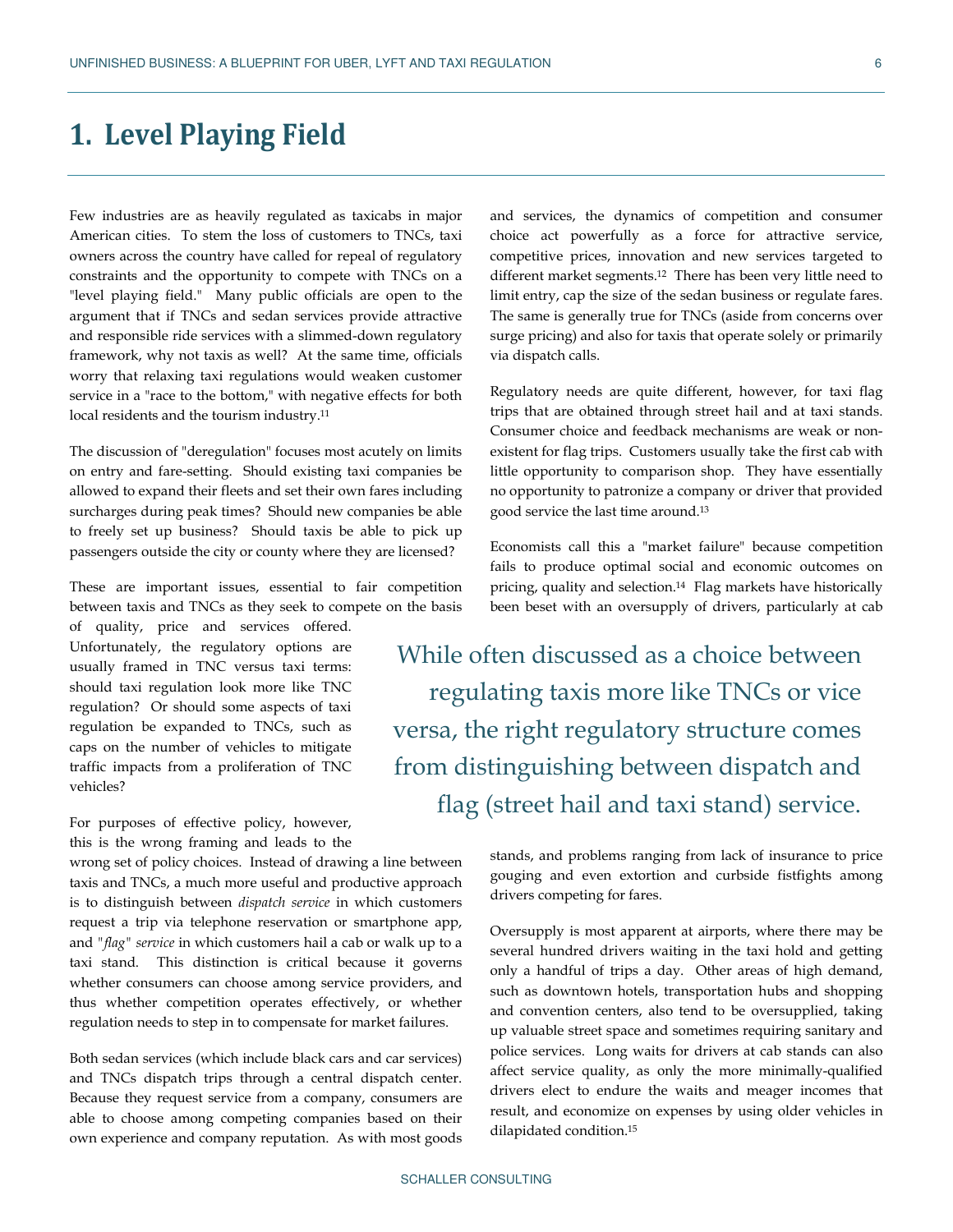# 1. Level Playing Field

Few industries are as heavily regulated as taxicabs in major American cities. To stem the loss of customers to TNCs, taxi owners across the country have called for repeal of regulatory constraints and the opportunity to compete with TNCs on a "level playing field." Many public officials are open to the argument that if TNCs and sedan services provide attractive and responsible ride services with a slimmed-down regulatory framework, why not taxis as well? At the same time, officials worry that relaxing taxi regulations would weaken customer service in a "race to the bottom," with negative effects for both local residents and the tourism industry.[11]

The discussion of "deregulation" focuses most acutely on limits on entry and fare-setting. Should existing taxi companies be allowed to expand their fleets and set their own fares including surcharges during peak times? Should new companies be able to freely set up business? Should taxis be able to pick up passengers outside the city or county where they are licensed?

These are important issues, essential to fair competition between taxis and TNCs as they seek to compete on the basis of quality, price and services offered. Unfortunately, the regulatory options are usually framed in TNC versus taxi terms: should taxi regulation look more like TNC regulation? Or should some aspects of taxi regulation be expanded to TNCs, such as caps on the number of vehicles to mitigate traffic impacts from a proliferation of TNC vehicles?

For purposes of effective policy, however, this is the wrong framing and leads to the wrong set of policy choices. Instead of drawing a line between taxis and TNCs, a much more useful and productive approach is to distinguish between *dispatch service* in which customers request a trip via telephone reservation or smartphone app, and "*flag*" *service* in which customers hail a cab or walk up to a taxi stand. This distinction is critical because it governs whether consumers can choose among service providers, and thus whether competition operates effectively, or whether regulation needs to step in to compensate for market failures.

Both sedan services (which include black cars and car services) and TNCs dispatch trips through a central dispatch center. Because they request service from a company, consumers are able to choose among competing companies based on their own experience and company reputation. As with most goods and services, the dynamics of competition and consumer choice act powerfully as a force for attractive service, competitive prices, innovation and new services targeted to different market segments.[12] There has been very little need to limit entry, cap the size of the sedan business or regulate fares. The same is generally true for TNCs (aside from concerns over surge pricing) and also for taxis that operate solely or primarily via dispatch calls.

Regulatory needs are quite different, however, for taxi flag trips that are obtained through street hail and at taxi stands. Consumer choice and feedback mechanisms are weak or non-existent for flag trips. Customers usually take the first cab with little opportunity to comparison shop. They have essentially no opportunity to patronize a company or driver that provided good service the last time around.[13]

Economists call this a "market failure" because competition fails to produce optimal social and economic outcomes on pricing, quality and selection.[14] Flag markets have historically been beset with an oversupply of drivers, particularly at cab stands, and problems ranging from lack of insurance to price gouging and even extortion and curbside fistfights among drivers competing for fares.

> While often discussed as a choice between regulating taxis more like TNCs or vice versa, the right regulatory structure comes from distinguishing between dispatch and flag (street hail and taxi stand) service.

Oversupply is most apparent at airports, where there may be several hundred drivers waiting in the taxi hold and getting only a handful of trips a day. Other areas of high demand, such as downtown hotels, transportation hubs and shopping and convention centers, also tend to be oversupplied, taking up valuable street space and sometimes requiring sanitary and police services. Long waits for drivers at cab stands can also affect service quality, as only the more minimally-qualified drivers elect to endure the waits and meager incomes that result, and economize on expenses by using older vehicles in dilapidated condition.[15]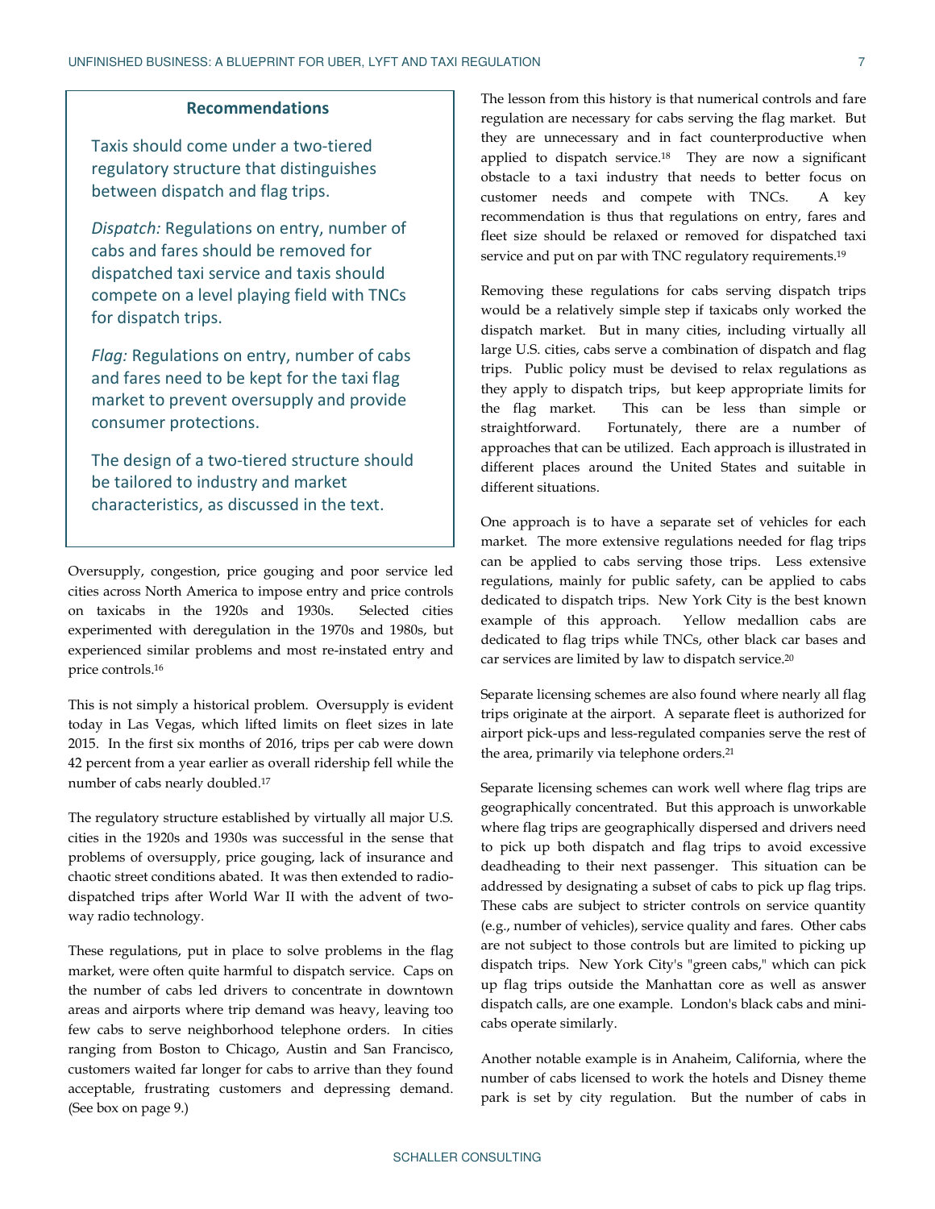### Recommendations

Taxis should come under a two-tiered regulatory structure that distinguishes between dispatch and flag trips.

*Dispatch:* Regulations on entry, number of cabs and fares should be removed for dispatched taxi service and taxis should compete on a level playing field with TNCs for dispatch trips.

*Flag:* Regulations on entry, number of cabs and fares need to be kept for the taxi flag market to prevent oversupply and provide consumer protections.

The design of a two-tiered structure should be tailored to industry and market characteristics, as discussed in the text.

Oversupply, congestion, price gouging and poor service led cities across North America to impose entry and price controls on taxicabs in the 1920s and 1930s. Selected cities experimented with deregulation in the 1970s and 1980s, but experienced similar problems and most re-instated entry and price controls.[16]

This is not simply a historical problem. Oversupply is evident today in Las Vegas, which lifted limits on fleet sizes in late 2015. In the first six months of 2016, trips per cab were down 42 percent from a year earlier as overall ridership fell while the number of cabs nearly doubled.[17]

The regulatory structure established by virtually all major U.S. cities in the 1920s and 1930s was successful in the sense that problems of oversupply, price gouging, lack of insurance and chaotic street conditions abated. It was then extended to radio-dispatched trips after World War II with the advent of two-way radio technology.

These regulations, put in place to solve problems in the flag market, were often quite harmful to dispatch service. Caps on the number of cabs led drivers to concentrate in downtown areas and airports where trip demand was heavy, leaving too few cabs to serve neighborhood telephone orders. In cities ranging from Boston to Chicago, Austin and San Francisco, customers waited far longer for cabs to arrive than they found acceptable, frustrating customers and depressing demand. (See box on page 9.)

The lesson from this history is that numerical controls and fare regulation are necessary for cabs serving the flag market. But they are unnecessary and in fact counterproductive when applied to dispatch service.[18] They are now a significant obstacle to a taxi industry that needs to better focus on customer needs and compete with TNCs. A key recommendation is thus that regulations on entry, fares and fleet size should be relaxed or removed for dispatched taxi service and put on par with TNC regulatory requirements.[19]

Removing these regulations for cabs serving dispatch trips would be a relatively simple step if taxicabs only worked the dispatch market. But in many cities, including virtually all large U.S. cities, cabs serve a combination of dispatch and flag trips. Public policy must be devised to relax regulations as they apply to dispatch trips, but keep appropriate limits for the flag market. This can be less than simple or straightforward. Fortunately, there are a number of approaches that can be utilized. Each approach is illustrated in different places around the United States and suitable in different situations.

One approach is to have a separate set of vehicles for each market. The more extensive regulations needed for flag trips can be applied to cabs serving those trips. Less extensive regulations, mainly for public safety, can be applied to cabs dedicated to dispatch trips. New York City is the best known example of this approach. Yellow medallion cabs are dedicated to flag trips while TNCs, other black car bases and car services are limited by law to dispatch service.[20]

Separate licensing schemes are also found where nearly all flag trips originate at the airport. A separate fleet is authorized for airport pick-ups and less-regulated companies serve the rest of the area, primarily via telephone orders.[21]

Separate licensing schemes can work well where flag trips are geographically concentrated. But this approach is unworkable where flag trips are geographically dispersed and drivers need to pick up both dispatch and flag trips to avoid excessive deadheading to their next passenger. This situation can be addressed by designating a subset of cabs to pick up flag trips. These cabs are subject to stricter controls on service quantity (e.g., number of vehicles), service quality and fares. Other cabs are not subject to those controls but are limited to picking up dispatch trips. New York City's "green cabs," which can pick up flag trips outside the Manhattan core as well as answer dispatch calls, are one example. London's black cabs and mini-cabs operate similarly.

Another notable example is in Anaheim, California, where the number of cabs licensed to work the hotels and Disney theme park is set by city regulation. But the number of cabs in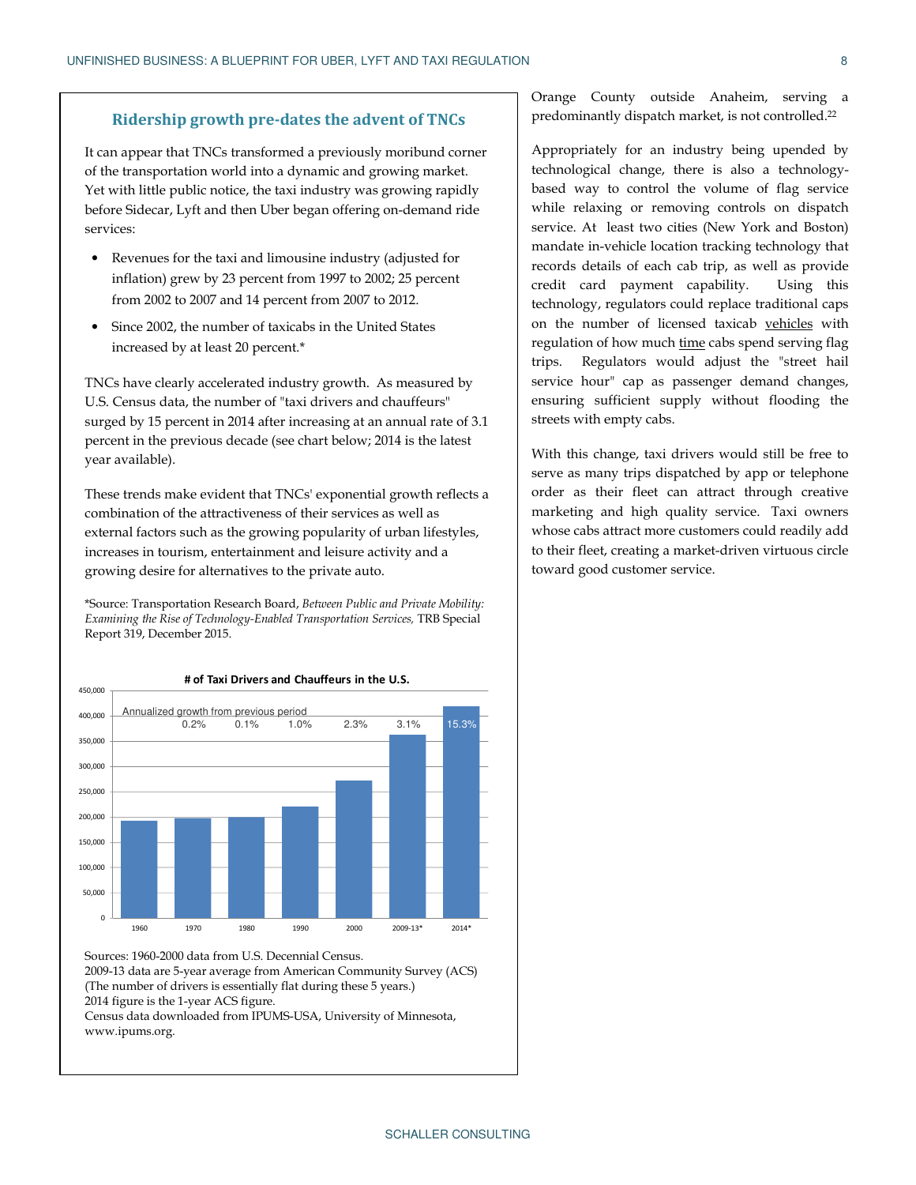Orange County outside Anaheim, serving a predominantly dispatch market, is not controlled.[22]

Appropriately for an industry being upended by technological change, there is also a technology-based way to control the volume of flag service while relaxing or removing controls on dispatch service. At least two cities (New York and Boston) mandate in-vehicle location tracking technology that records details of each cab trip, as well as provide credit card payment capability. Using this technology, regulators could replace traditional caps on the number of licensed taxicab vehicles with regulation of how much time cabs spend serving flag trips. Regulators would adjust the "street hail service hour" cap as passenger demand changes, ensuring sufficient supply without flooding the streets with empty cabs.

With this change, taxi drivers would still be free to serve as many trips dispatched by app or telephone order as their fleet can attract through creative marketing and high quality service. Taxi owners whose cabs attract more customers could readily add to their fleet, creating a market-driven virtuous circle toward good customer service.

---

### Ridership growth pre-dates the advent of TNCs

It can appear that TNCs transformed a previously moribund corner of the transportation world into a dynamic and growing market. Yet with little public notice, the taxi industry was growing rapidly before Sidecar, Lyft and then Uber began offering on-demand ride services:

- Revenues for the taxi and limousine industry (adjusted for inflation) grew by 23 percent from 1997 to 2002; 25 percent from 2002 to 2007 and 14 percent from 2007 to 2012.
- Since 2002, the number of taxicabs in the United States increased by at least 20 percent.*

TNCs have clearly accelerated industry growth. As measured by U.S. Census data, the number of "taxi drivers and chauffeurs" surged by 15 percent in 2014 after increasing at an annual rate of 3.1 percent in the previous decade (see chart below; 2014 is the latest year available).

These trends make evident that TNCs' exponential growth reflects a combination of the attractiveness of their services as well as external factors such as the growing popularity of urban lifestyles, increases in tourism, entertainment and leisure activity and a growing desire for alternatives to the private auto.

*Source: Transportation Research Board, *Between Public and Private Mobility: Examining the Rise of Technology-Enabled Transportation Services,* TRB Special Report 319, December 2015.

**# of Taxi Drivers and Chauffeurs in the U.S.**

| Period | 1960 | 1970 | 1980 | 1990 | 2000 | 2009-13* | 2014* |
|---|---|---|---|---|---|---|---|
| Annualized growth from previous period | | 0.2% | 0.1% | 1.0% | 2.3% | 3.1% | 15.3% |

Sources: 1960-2000 data from U.S. Decennial Census.
2009-13 data are 5-year average from American Community Survey (ACS) (The number of drivers is essentially flat during these 5 years.)
2014 figure is the 1-year ACS figure.
Census data downloaded from IPUMS-USA, University of Minnesota, www.ipums.org.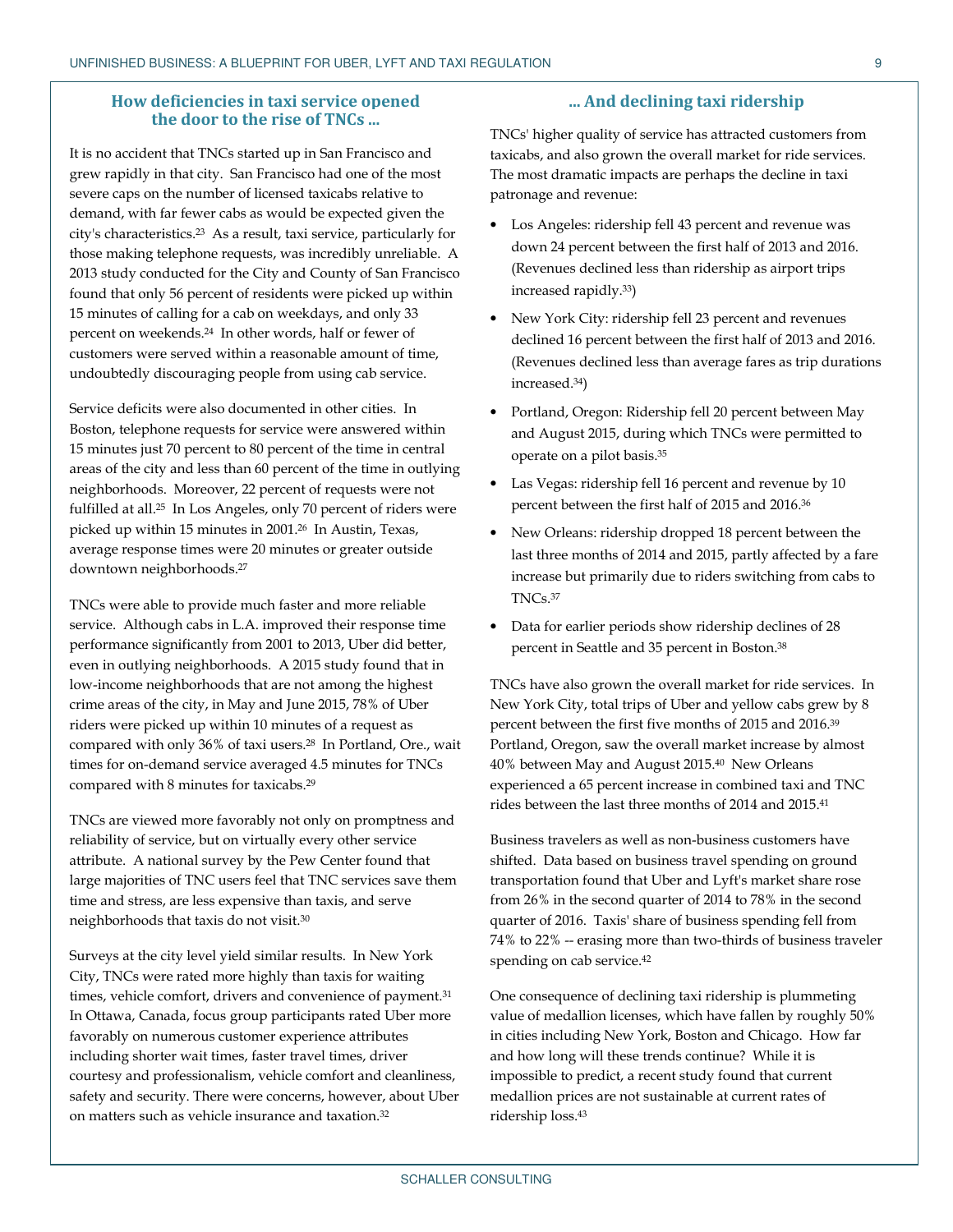## How deficiencies in taxi service opened the door to the rise of TNCs ...

It is no accident that TNCs started up in San Francisco and grew rapidly in that city. San Francisco had one of the most severe caps on the number of licensed taxicabs relative to demand, with far fewer cabs as would be expected given the city's characteristics.[23] As a result, taxi service, particularly for those making telephone requests, was incredibly unreliable. A 2013 study conducted for the City and County of San Francisco found that only 56 percent of residents were picked up within 15 minutes of calling for a cab on weekdays, and only 33 percent on weekends.[24] In other words, half or fewer of customers were served within a reasonable amount of time, undoubtedly discouraging people from using cab service.

Service deficits were also documented in other cities. In Boston, telephone requests for service were answered within 15 minutes just 70 percent to 80 percent of the time in central areas of the city and less than 60 percent of the time in outlying neighborhoods. Moreover, 22 percent of requests were not fulfilled at all.[25] In Los Angeles, only 70 percent of riders were picked up within 15 minutes in 2001.[26] In Austin, Texas, average response times were 20 minutes or greater outside downtown neighborhoods.[27]

TNCs were able to provide much faster and more reliable service. Although cabs in L.A. improved their response time performance significantly from 2001 to 2013, Uber did better, even in outlying neighborhoods. A 2015 study found that in low-income neighborhoods that are not among the highest crime areas of the city, in May and June 2015, 78% of Uber riders were picked up within 10 minutes of a request as compared with only 36% of taxi users.[28] In Portland, Ore., wait times for on-demand service averaged 4.5 minutes for TNCs compared with 8 minutes for taxicabs.[29]

TNCs are viewed more favorably not only on promptness and reliability of service, but on virtually every other service attribute. A national survey by the Pew Center found that large majorities of TNC users feel that TNC services save them time and stress, are less expensive than taxis, and serve neighborhoods that taxis do not visit.[30]

Surveys at the city level yield similar results. In New York City, TNCs were rated more highly than taxis for waiting times, vehicle comfort, drivers and convenience of payment.[31] In Ottawa, Canada, focus group participants rated Uber more favorably on numerous customer experience attributes including shorter wait times, faster travel times, driver courtesy and professionalism, vehicle comfort and cleanliness, safety and security. There were concerns, however, about Uber on matters such as vehicle insurance and taxation.[32]

## ... And declining taxi ridership

TNCs' higher quality of service has attracted customers from taxicabs, and also grown the overall market for ride services. The most dramatic impacts are perhaps the decline in taxi patronage and revenue:

- Los Angeles: ridership fell 43 percent and revenue was down 24 percent between the first half of 2013 and 2016. (Revenues declined less than ridership as airport trips increased rapidly.[33])
- New York City: ridership fell 23 percent and revenues declined 16 percent between the first half of 2013 and 2016. (Revenues declined less than average fares as trip durations increased.[34])
- Portland, Oregon: Ridership fell 20 percent between May and August 2015, during which TNCs were permitted to operate on a pilot basis.[35]
- Las Vegas: ridership fell 16 percent and revenue by 10 percent between the first half of 2015 and 2016.[36]
- New Orleans: ridership dropped 18 percent between the last three months of 2014 and 2015, partly affected by a fare increase but primarily due to riders switching from cabs to TNCs.[37]
- Data for earlier periods show ridership declines of 28 percent in Seattle and 35 percent in Boston.[38]

TNCs have also grown the overall market for ride services. In New York City, total trips of Uber and yellow cabs grew by 8 percent between the first five months of 2015 and 2016.[39] Portland, Oregon, saw the overall market increase by almost 40% between May and August 2015.[40] New Orleans experienced a 65 percent increase in combined taxi and TNC rides between the last three months of 2014 and 2015.[41]

Business travelers as well as non-business customers have shifted. Data based on business travel spending on ground transportation found that Uber and Lyft's market share rose from 26% in the second quarter of 2014 to 78% in the second quarter of 2016. Taxis' share of business spending fell from 74% to 22% -- erasing more than two-thirds of business traveler spending on cab service.[42]

One consequence of declining taxi ridership is plummeting value of medallion licenses, which have fallen by roughly 50% in cities including New York, Boston and Chicago. How far and how long will these trends continue? While it is impossible to predict, a recent study found that current medallion prices are not sustainable at current rates of ridership loss.[43]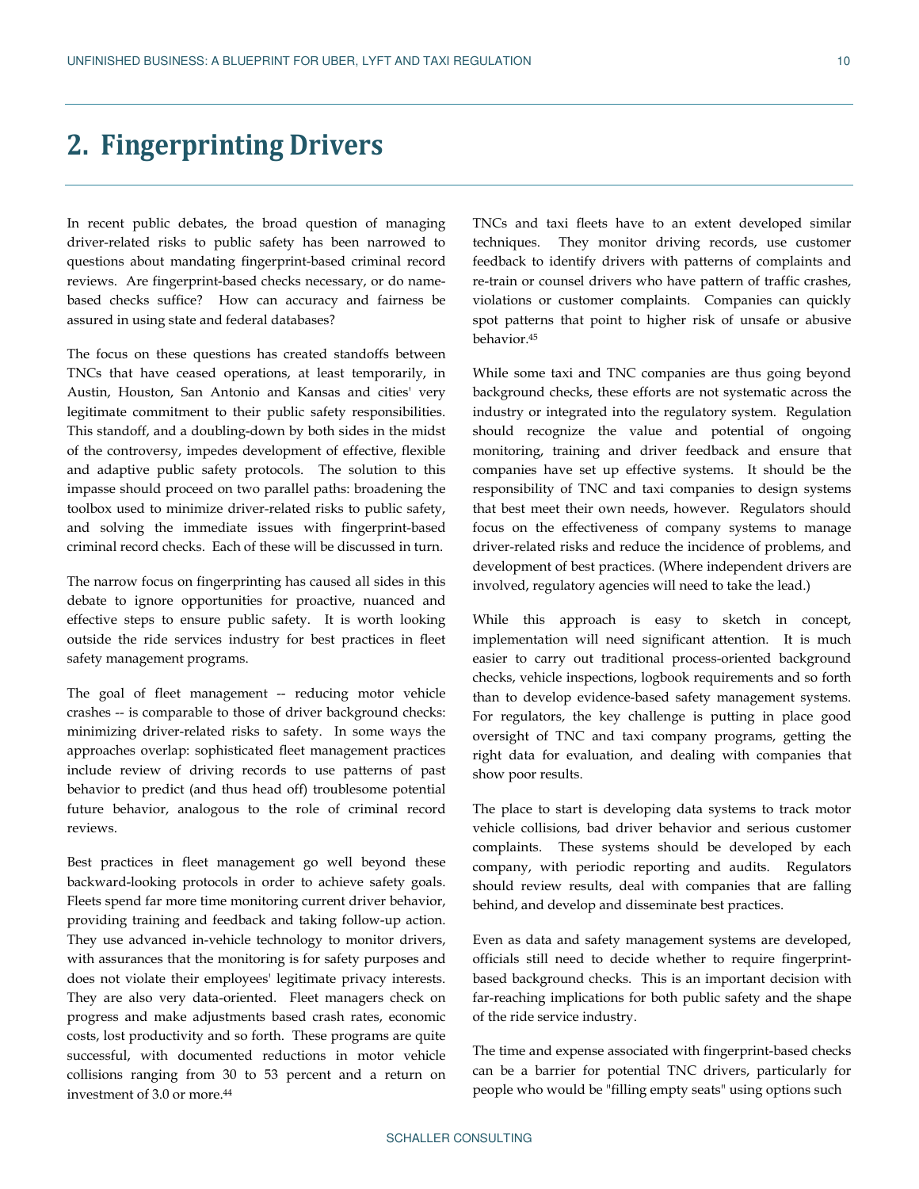# 2. Fingerprinting Drivers

In recent public debates, the broad question of managing driver-related risks to public safety has been narrowed to questions about mandating fingerprint-based criminal record reviews. Are fingerprint-based checks necessary, or do name-based checks suffice? How can accuracy and fairness be assured in using state and federal databases?

The focus on these questions has created standoffs between TNCs that have ceased operations, at least temporarily, in Austin, Houston, San Antonio and Kansas and cities' very legitimate commitment to their public safety responsibilities. This standoff, and a doubling-down by both sides in the midst of the controversy, impedes development of effective, flexible and adaptive public safety protocols. The solution to this impasse should proceed on two parallel paths: broadening the toolbox used to minimize driver-related risks to public safety, and solving the immediate issues with fingerprint-based criminal record checks. Each of these will be discussed in turn.

The narrow focus on fingerprinting has caused all sides in this debate to ignore opportunities for proactive, nuanced and effective steps to ensure public safety. It is worth looking outside the ride services industry for best practices in fleet safety management programs.

The goal of fleet management -- reducing motor vehicle crashes -- is comparable to those of driver background checks: minimizing driver-related risks to safety. In some ways the approaches overlap: sophisticated fleet management practices include review of driving records to use patterns of past behavior to predict (and thus head off) troublesome potential future behavior, analogous to the role of criminal record reviews.

Best practices in fleet management go well beyond these backward-looking protocols in order to achieve safety goals. Fleets spend far more time monitoring current driver behavior, providing training and feedback and taking follow-up action. They use advanced in-vehicle technology to monitor drivers, with assurances that the monitoring is for safety purposes and does not violate their employees' legitimate privacy interests. They are also very data-oriented. Fleet managers check on progress and make adjustments based crash rates, economic costs, lost productivity and so forth. These programs are quite successful, with documented reductions in motor vehicle collisions ranging from 30 to 53 percent and a return on investment of 3.0 or more.[44]

TNCs and taxi fleets have to an extent developed similar techniques. They monitor driving records, use customer feedback to identify drivers with patterns of complaints and re-train or counsel drivers who have pattern of traffic crashes, violations or customer complaints. Companies can quickly spot patterns that point to higher risk of unsafe or abusive behavior.[45]

While some taxi and TNC companies are thus going beyond background checks, these efforts are not systematic across the industry or integrated into the regulatory system. Regulation should recognize the value and potential of ongoing monitoring, training and driver feedback and ensure that companies have set up effective systems. It should be the responsibility of TNC and taxi companies to design systems that best meet their own needs, however. Regulators should focus on the effectiveness of company systems to manage driver-related risks and reduce the incidence of problems, and development of best practices. (Where independent drivers are involved, regulatory agencies will need to take the lead.)

While this approach is easy to sketch in concept, implementation will need significant attention. It is much easier to carry out traditional process-oriented background checks, vehicle inspections, logbook requirements and so forth than to develop evidence-based safety management systems. For regulators, the key challenge is putting in place good oversight of TNC and taxi company programs, getting the right data for evaluation, and dealing with companies that show poor results.

The place to start is developing data systems to track motor vehicle collisions, bad driver behavior and serious customer complaints. These systems should be developed by each company, with periodic reporting and audits. Regulators should review results, deal with companies that are falling behind, and develop and disseminate best practices.

Even as data and safety management systems are developed, officials still need to decide whether to require fingerprint-based background checks. This is an important decision with far-reaching implications for both public safety and the shape of the ride service industry.

The time and expense associated with fingerprint-based checks can be a barrier for potential TNC drivers, particularly for people who would be "filling empty seats" using options such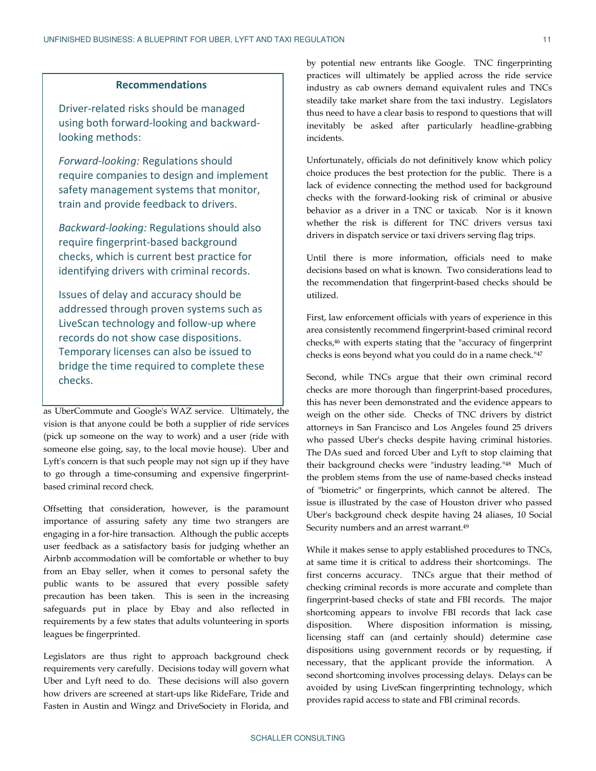### Recommendations

Driver-related risks should be managed using both forward-looking and backward-looking methods:

*Forward-looking:* Regulations should require companies to design and implement safety management systems that monitor, train and provide feedback to drivers.

*Backward-looking:* Regulations should also require fingerprint-based background checks, which is current best practice for identifying drivers with criminal records.

Issues of delay and accuracy should be addressed through proven systems such as LiveScan technology and follow-up where records do not show case dispositions. Temporary licenses can also be issued to bridge the time required to complete these checks.

as UberCommute and Google's WAZ service. Ultimately, the vision is that anyone could be both a supplier of ride services (pick up someone on the way to work) and a user (ride with someone else going, say, to the local movie house). Uber and Lyft's concern is that such people may not sign up if they have to go through a time-consuming and expensive fingerprint-based criminal record check.

Offsetting that consideration, however, is the paramount importance of assuring safety any time two strangers are engaging in a for-hire transaction. Although the public accepts user feedback as a satisfactory basis for judging whether an Airbnb accommodation will be comfortable or whether to buy from an Ebay seller, when it comes to personal safety the public wants to be assured that every possible safety precaution has been taken. This is seen in the increasing safeguards put in place by Ebay and also reflected in requirements by a few states that adults volunteering in sports leagues be fingerprinted.

Legislators are thus right to approach background check requirements very carefully. Decisions today will govern what Uber and Lyft need to do. These decisions will also govern how drivers are screened at start-ups like RideFare, Tride and Fasten in Austin and Wingz and DriveSociety in Florida, and by potential new entrants like Google. TNC fingerprinting practices will ultimately be applied across the ride service industry as cab owners demand equivalent rules and TNCs steadily take market share from the taxi industry. Legislators thus need to have a clear basis to respond to questions that will inevitably be asked after particularly headline-grabbing incidents.

Unfortunately, officials do not definitively know which policy choice produces the best protection for the public. There is a lack of evidence connecting the method used for background checks with the forward-looking risk of criminal or abusive behavior as a driver in a TNC or taxicab. Nor is it known whether the risk is different for TNC drivers versus taxi drivers in dispatch service or taxi drivers serving flag trips.

Until there is more information, officials need to make decisions based on what is known. Two considerations lead to the recommendation that fingerprint-based checks should be utilized.

First, law enforcement officials with years of experience in this area consistently recommend fingerprint-based criminal record checks,[46] with experts stating that the "accuracy of fingerprint checks is eons beyond what you could do in a name check."[47]

Second, while TNCs argue that their own criminal record checks are more thorough than fingerprint-based procedures, this has never been demonstrated and the evidence appears to weigh on the other side. Checks of TNC drivers by district attorneys in San Francisco and Los Angeles found 25 drivers who passed Uber's checks despite having criminal histories. The DAs sued and forced Uber and Lyft to stop claiming that their background checks were "industry leading."[48] Much of the problem stems from the use of name-based checks instead of "biometric" or fingerprints, which cannot be altered. The issue is illustrated by the case of Houston driver who passed Uber's background check despite having 24 aliases, 10 Social Security numbers and an arrest warrant.[49]

While it makes sense to apply established procedures to TNCs, at same time it is critical to address their shortcomings. The first concerns accuracy. TNCs argue that their method of checking criminal records is more accurate and complete than fingerprint-based checks of state and FBI records. The major shortcoming appears to involve FBI records that lack case disposition. Where disposition information is missing, licensing staff can (and certainly should) determine case dispositions using government records or by requesting, if necessary, that the applicant provide the information. A second shortcoming involves processing delays. Delays can be avoided by using LiveScan fingerprinting technology, which provides rapid access to state and FBI criminal records.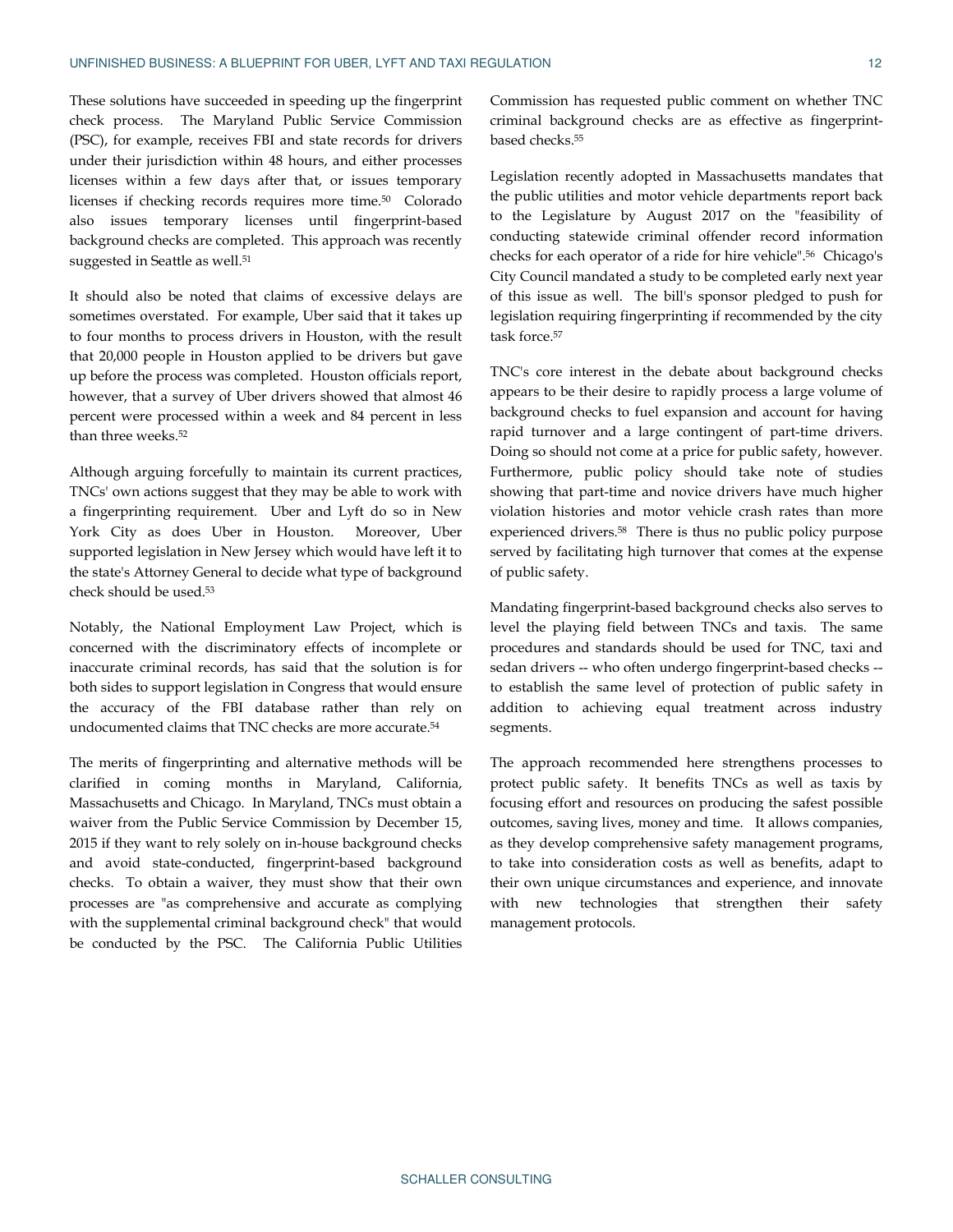These solutions have succeeded in speeding up the fingerprint check process. The Maryland Public Service Commission (PSC), for example, receives FBI and state records for drivers under their jurisdiction within 48 hours, and either processes licenses within a few days after that, or issues temporary licenses if checking records requires more time.[50] Colorado also issues temporary licenses until fingerprint-based background checks are completed. This approach was recently suggested in Seattle as well.[51]

It should also be noted that claims of excessive delays are sometimes overstated. For example, Uber said that it takes up to four months to process drivers in Houston, with the result that 20,000 people in Houston applied to be drivers but gave up before the process was completed. Houston officials report, however, that a survey of Uber drivers showed that almost 46 percent were processed within a week and 84 percent in less than three weeks.[52]

Although arguing forcefully to maintain its current practices, TNCs' own actions suggest that they may be able to work with a fingerprinting requirement. Uber and Lyft do so in New York City as does Uber in Houston. Moreover, Uber supported legislation in New Jersey which would have left it to the state's Attorney General to decide what type of background check should be used.[53]

Notably, the National Employment Law Project, which is concerned with the discriminatory effects of incomplete or inaccurate criminal records, has said that the solution is for both sides to support legislation in Congress that would ensure the accuracy of the FBI database rather than rely on undocumented claims that TNC checks are more accurate.[54]

The merits of fingerprinting and alternative methods will be clarified in coming months in Maryland, California, Massachusetts and Chicago. In Maryland, TNCs must obtain a waiver from the Public Service Commission by December 15, 2015 if they want to rely solely on in-house background checks and avoid state-conducted, fingerprint-based background checks. To obtain a waiver, they must show that their own processes are "as comprehensive and accurate as complying with the supplemental criminal background check" that would be conducted by the PSC. The California Public Utilities Commission has requested public comment on whether TNC criminal background checks are as effective as fingerprint-based checks.[55]

Legislation recently adopted in Massachusetts mandates that the public utilities and motor vehicle departments report back to the Legislature by August 2017 on the "feasibility of conducting statewide criminal offender record information checks for each operator of a ride for hire vehicle".[56] Chicago's City Council mandated a study to be completed early next year of this issue as well. The bill's sponsor pledged to push for legislation requiring fingerprinting if recommended by the city task force.[57]

TNC's core interest in the debate about background checks appears to be their desire to rapidly process a large volume of background checks to fuel expansion and account for having rapid turnover and a large contingent of part-time drivers. Doing so should not come at a price for public safety, however. Furthermore, public policy should take note of studies showing that part-time and novice drivers have much higher violation histories and motor vehicle crash rates than more experienced drivers.[58] There is thus no public policy purpose served by facilitating high turnover that comes at the expense of public safety.

Mandating fingerprint-based background checks also serves to level the playing field between TNCs and taxis. The same procedures and standards should be used for TNC, taxi and sedan drivers -- who often undergo fingerprint-based checks -- to establish the same level of protection of public safety in addition to achieving equal treatment across industry segments.

The approach recommended here strengthens processes to protect public safety. It benefits TNCs as well as taxis by focusing effort and resources on producing the safest possible outcomes, saving lives, money and time. It allows companies, as they develop comprehensive safety management programs, to take into consideration costs as well as benefits, adapt to their own unique circumstances and experience, and innovate with new technologies that strengthen their safety management protocols.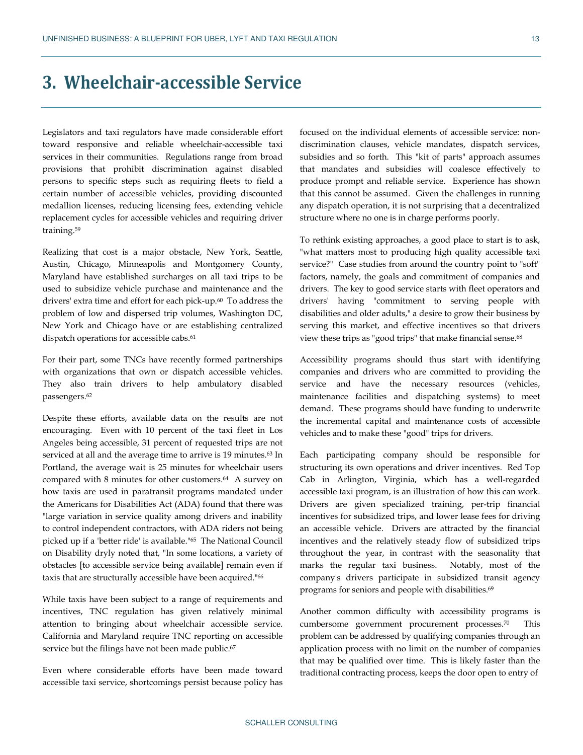# 3. Wheelchair-accessible Service

Legislators and taxi regulators have made considerable effort toward responsive and reliable wheelchair-accessible taxi services in their communities. Regulations range from broad provisions that prohibit discrimination against disabled persons to specific steps such as requiring fleets to field a certain number of accessible vehicles, providing discounted medallion licenses, reducing licensing fees, extending vehicle replacement cycles for accessible vehicles and requiring driver training.[59]

Realizing that cost is a major obstacle, New York, Seattle, Austin, Chicago, Minneapolis and Montgomery County, Maryland have established surcharges on all taxi trips to be used to subsidize vehicle purchase and maintenance and the drivers' extra time and effort for each pick-up.[60] To address the problem of low and dispersed trip volumes, Washington DC, New York and Chicago have or are establishing centralized dispatch operations for accessible cabs.[61]

For their part, some TNCs have recently formed partnerships with organizations that own or dispatch accessible vehicles. They also train drivers to help ambulatory disabled passengers.[62]

Despite these efforts, available data on the results are not encouraging. Even with 10 percent of the taxi fleet in Los Angeles being accessible, 31 percent of requested trips are not serviced at all and the average time to arrive is 19 minutes.[63] In Portland, the average wait is 25 minutes for wheelchair users compared with 8 minutes for other customers.[64] A survey on how taxis are used in paratransit programs mandated under the Americans for Disabilities Act (ADA) found that there was "large variation in service quality among drivers and inability to control independent contractors, with ADA riders not being picked up if a 'better ride' is available."[65] The National Council on Disability dryly noted that, "In some locations, a variety of obstacles [to accessible service being available] remain even if taxis that are structurally accessible have been acquired."[66]

While taxis have been subject to a range of requirements and incentives, TNC regulation has given relatively minimal attention to bringing about wheelchair accessible service. California and Maryland require TNC reporting on accessible service but the filings have not been made public.[67]

Even where considerable efforts have been made toward accessible taxi service, shortcomings persist because policy has focused on the individual elements of accessible service: non-discrimination clauses, vehicle mandates, dispatch services, subsidies and so forth. This "kit of parts" approach assumes that mandates and subsidies will coalesce effectively to produce prompt and reliable service. Experience has shown that this cannot be assumed. Given the challenges in running any dispatch operation, it is not surprising that a decentralized structure where no one is in charge performs poorly.

To rethink existing approaches, a good place to start is to ask, "what matters most to producing high quality accessible taxi service?" Case studies from around the country point to "soft" factors, namely, the goals and commitment of companies and drivers. The key to good service starts with fleet operators and drivers' having "commitment to serving people with disabilities and older adults," a desire to grow their business by serving this market, and effective incentives so that drivers view these trips as "good trips" that make financial sense.[68]

Accessibility programs should thus start with identifying companies and drivers who are committed to providing the service and have the necessary resources (vehicles, maintenance facilities and dispatching systems) to meet demand. These programs should have funding to underwrite the incremental capital and maintenance costs of accessible vehicles and to make these "good" trips for drivers.

Each participating company should be responsible for structuring its own operations and driver incentives. Red Top Cab in Arlington, Virginia, which has a well-regarded accessible taxi program, is an illustration of how this can work. Drivers are given specialized training, per-trip financial incentives for subsidized trips, and lower lease fees for driving an accessible vehicle. Drivers are attracted by the financial incentives and the relatively steady flow of subsidized trips throughout the year, in contrast with the seasonality that marks the regular taxi business. Notably, most of the company's drivers participate in subsidized transit agency programs for seniors and people with disabilities.[69]

Another common difficulty with accessibility programs is cumbersome government procurement processes.[70] This problem can be addressed by qualifying companies through an application process with no limit on the number of companies that may be qualified over time. This is likely faster than the traditional contracting process, keeps the door open to entry of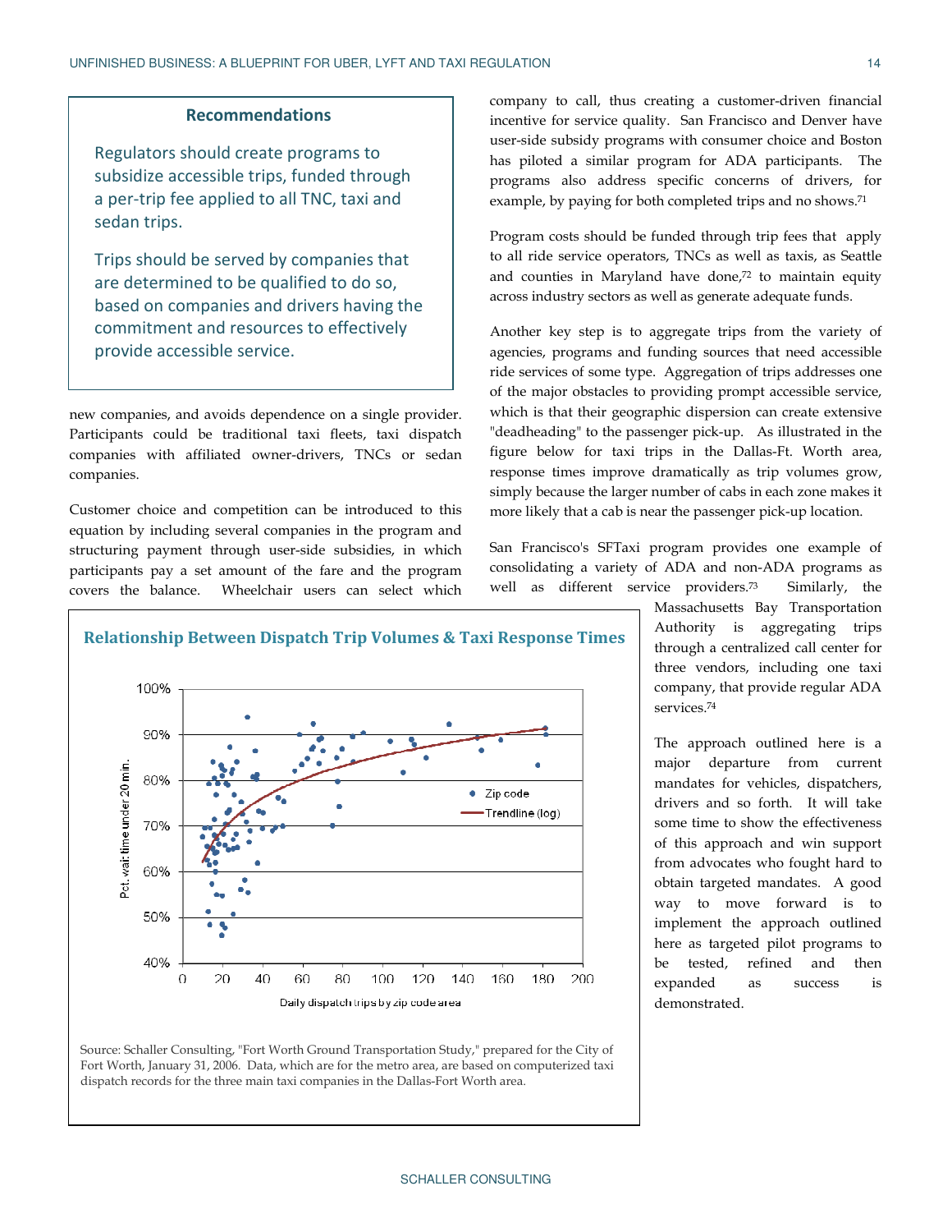### Recommendations

Regulators should create programs to subsidize accessible trips, funded through a per-trip fee applied to all TNC, taxi and sedan trips.

Trips should be served by companies that are determined to be qualified to do so, based on companies and drivers having the commitment and resources to effectively provide accessible service.

new companies, and avoids dependence on a single provider. Participants could be traditional taxi fleets, taxi dispatch companies with affiliated owner-drivers, TNCs or sedan companies.

Customer choice and competition can be introduced to this equation by including several companies in the program and structuring payment through user-side subsidies, in which participants pay a set amount of the fare and the program covers the balance. Wheelchair users can select which company to call, thus creating a customer-driven financial incentive for service quality. San Francisco and Denver have user-side subsidy programs with consumer choice and Boston has piloted a similar program for ADA participants. The programs also address specific concerns of drivers, for example, by paying for both completed trips and no shows.[71]

Program costs should be funded through trip fees that apply to all ride service operators, TNCs as well as taxis, as Seattle and counties in Maryland have done,[72] to maintain equity across industry sectors as well as generate adequate funds.

Another key step is to aggregate trips from the variety of agencies, programs and funding sources that need accessible ride services of some type. Aggregation of trips addresses one of the major obstacles to providing prompt accessible service, which is that their geographic dispersion can create extensive "deadheading" to the passenger pick-up. As illustrated in the figure below for taxi trips in the Dallas-Ft. Worth area, response times improve dramatically as trip volumes grow, simply because the larger number of cabs in each zone makes it more likely that a cab is near the passenger pick-up location.

San Francisco's SFTaxi program provides one example of consolidating a variety of ADA and non-ADA programs as well as different service providers.[73] Similarly, the Massachusetts Bay Transportation Authority is aggregating trips through a centralized call center for three vendors, including one taxi company, that provide regular ADA services.[74]

The approach outlined here is a major departure from current mandates for vehicles, dispatchers, drivers and so forth. It will take some time to show the effectiveness of this approach and win support from advocates who fought hard to obtain targeted mandates. A good way to move forward is to implement the approach outlined here as targeted pilot programs to be tested, refined and then expanded as success is demonstrated.

**Relationship Between Dispatch Trip Volumes & Taxi Response Times**

Source: Schaller Consulting, "Fort Worth Ground Transportation Study," prepared for the City of Fort Worth, January 31, 2006. Data, which are for the metro area, are based on computerized taxi dispatch records for the three main taxi companies in the Dallas-Fort Worth area.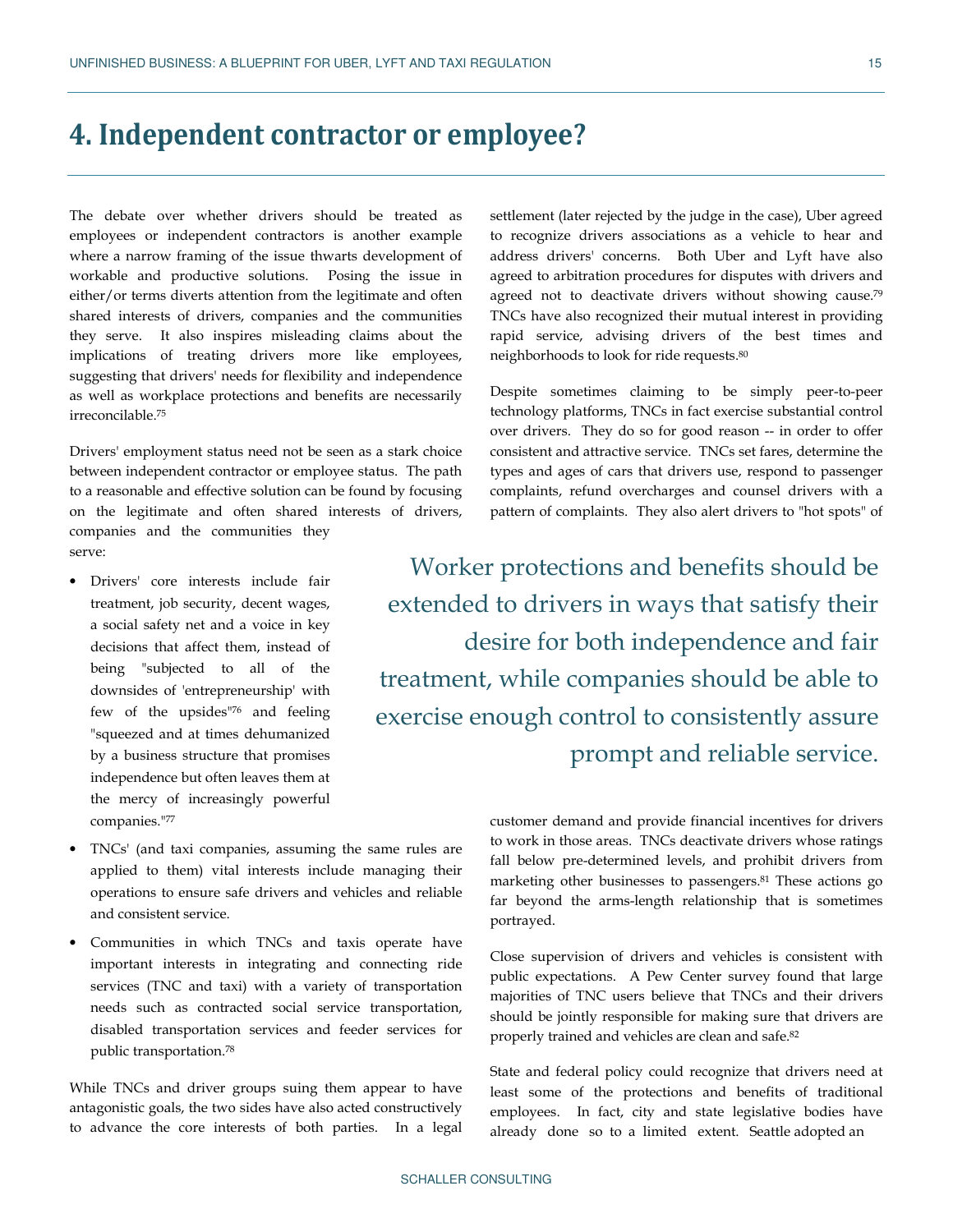# 4. Independent contractor or employee?

The debate over whether drivers should be treated as employees or independent contractors is another example where a narrow framing of the issue thwarts development of workable and productive solutions. Posing the issue in either/or terms diverts attention from the legitimate and often shared interests of drivers, companies and the communities they serve. It also inspires misleading claims about the implications of treating drivers more like employees, suggesting that drivers' needs for flexibility and independence as well as workplace protections and benefits are necessarily irreconcilable.[75]

Drivers' employment status need not be seen as a stark choice between independent contractor or employee status. The path to a reasonable and effective solution can be found by focusing on the legitimate and often shared interests of drivers, companies and the communities they serve:

- Drivers' core interests include fair treatment, job security, decent wages, a social safety net and a voice in key decisions that affect them, instead of being "subjected to all of the downsides of 'entrepreneurship' with few of the upsides"[76] and feeling "squeezed and at times dehumanized by a business structure that promises independence but often leaves them at the mercy of increasingly powerful companies."[77]
- TNCs' (and taxi companies, assuming the same rules are applied to them) vital interests include managing their operations to ensure safe drivers and vehicles and reliable and consistent service.
- Communities in which TNCs and taxis operate have important interests in integrating and connecting ride services (TNC and taxi) with a variety of transportation needs such as contracted social service transportation, disabled transportation services and feeder services for public transportation.[78]

While TNCs and driver groups suing them appear to have antagonistic goals, the two sides have also acted constructively to advance the core interests of both parties. In a legal settlement (later rejected by the judge in the case), Uber agreed to recognize drivers associations as a vehicle to hear and address drivers' concerns. Both Uber and Lyft have also agreed to arbitration procedures for disputes with drivers and agreed not to deactivate drivers without showing cause.[79] TNCs have also recognized their mutual interest in providing rapid service, advising drivers of the best times and neighborhoods to look for ride requests.[80]

Despite sometimes claiming to be simply peer-to-peer technology platforms, TNCs in fact exercise substantial control over drivers. They do so for good reason -- in order to offer consistent and attractive service. TNCs set fares, determine the types and ages of cars that drivers use, respond to passenger complaints, refund overcharges and counsel drivers with a pattern of complaints. They also alert drivers to "hot spots" of customer demand and provide financial incentives for drivers to work in those areas. TNCs deactivate drivers whose ratings fall below pre-determined levels, and prohibit drivers from marketing other businesses to passengers.[81] These actions go far beyond the arms-length relationship that is sometimes portrayed.

> Worker protections and benefits should be extended to drivers in ways that satisfy their desire for both independence and fair treatment, while companies should be able to exercise enough control to consistently assure prompt and reliable service.

Close supervision of drivers and vehicles is consistent with public expectations. A Pew Center survey found that large majorities of TNC users believe that TNCs and their drivers should be jointly responsible for making sure that drivers are properly trained and vehicles are clean and safe.[82]

State and federal policy could recognize that drivers need at least some of the protections and benefits of traditional employees. In fact, city and state legislative bodies have already done so to a limited extent. Seattle adopted an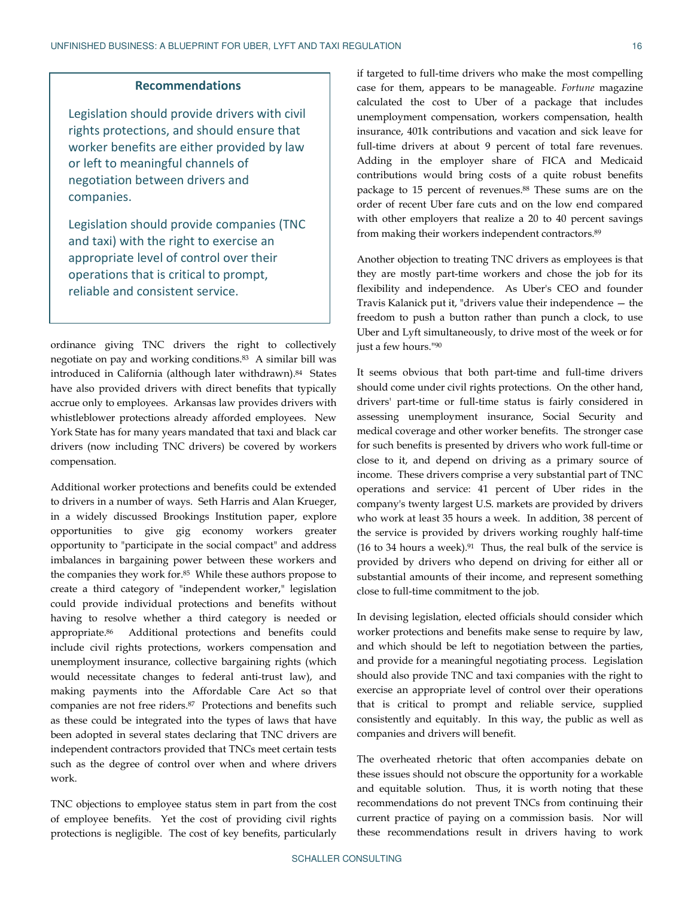### Recommendations

Legislation should provide drivers with civil rights protections, and should ensure that worker benefits are either provided by law or left to meaningful channels of negotiation between drivers and companies.

Legislation should provide companies (TNC and taxi) with the right to exercise an appropriate level of control over their operations that is critical to prompt, reliable and consistent service.

ordinance giving TNC drivers the right to collectively negotiate on pay and working conditions.[83] A similar bill was introduced in California (although later withdrawn).[84] States have also provided drivers with direct benefits that typically accrue only to employees. Arkansas law provides drivers with whistleblower protections already afforded employees. New York State has for many years mandated that taxi and black car drivers (now including TNC drivers) be covered by workers compensation.

Additional worker protections and benefits could be extended to drivers in a number of ways. Seth Harris and Alan Krueger, in a widely discussed Brookings Institution paper, explore opportunities to give gig economy workers greater opportunity to "participate in the social compact" and address imbalances in bargaining power between these workers and the companies they work for.[85] While these authors propose to create a third category of "independent worker," legislation could provide individual protections and benefits without having to resolve whether a third category is needed or appropriate.[86] Additional protections and benefits could include civil rights protections, workers compensation and unemployment insurance, collective bargaining rights (which would necessitate changes to federal anti-trust law), and making payments into the Affordable Care Act so that companies are not free riders.[87] Protections and benefits such as these could be integrated into the types of laws that have been adopted in several states declaring that TNC drivers are independent contractors provided that TNCs meet certain tests such as the degree of control over when and where drivers work.

TNC objections to employee status stem in part from the cost of employee benefits. Yet the cost of providing civil rights protections is negligible. The cost of key benefits, particularly if targeted to full-time drivers who make the most compelling case for them, appears to be manageable. *Fortune* magazine calculated the cost to Uber of a package that includes unemployment compensation, workers compensation, health insurance, 401k contributions and vacation and sick leave for full-time drivers at about 9 percent of total fare revenues. Adding in the employer share of FICA and Medicaid contributions would bring costs of a quite robust benefits package to 15 percent of revenues.[88] These sums are on the order of recent Uber fare cuts and on the low end compared with other employers that realize a 20 to 40 percent savings from making their workers independent contractors.[89]

Another objection to treating TNC drivers as employees is that they are mostly part-time workers and chose the job for its flexibility and independence. As Uber's CEO and founder Travis Kalanick put it, "drivers value their independence — the freedom to push a button rather than punch a clock, to use Uber and Lyft simultaneously, to drive most of the week or for just a few hours."[90]

It seems obvious that both part-time and full-time drivers should come under civil rights protections. On the other hand, drivers' part-time or full-time status is fairly considered in assessing unemployment insurance, Social Security and medical coverage and other worker benefits. The stronger case for such benefits is presented by drivers who work full-time or close to it, and depend on driving as a primary source of income. These drivers comprise a very substantial part of TNC operations and service: 41 percent of Uber rides in the company's twenty largest U.S. markets are provided by drivers who work at least 35 hours a week. In addition, 38 percent of the service is provided by drivers working roughly half-time (16 to 34 hours a week).[91] Thus, the real bulk of the service is provided by drivers who depend on driving for either all or substantial amounts of their income, and represent something close to full-time commitment to the job.

In devising legislation, elected officials should consider which worker protections and benefits make sense to require by law, and which should be left to negotiation between the parties, and provide for a meaningful negotiating process. Legislation should also provide TNC and taxi companies with the right to exercise an appropriate level of control over their operations that is critical to prompt and reliable service, supplied consistently and equitably. In this way, the public as well as companies and drivers will benefit.

The overheated rhetoric that often accompanies debate on these issues should not obscure the opportunity for a workable and equitable solution. Thus, it is worth noting that these recommendations do not prevent TNCs from continuing their current practice of paying on a commission basis. Nor will these recommendations result in drivers having to work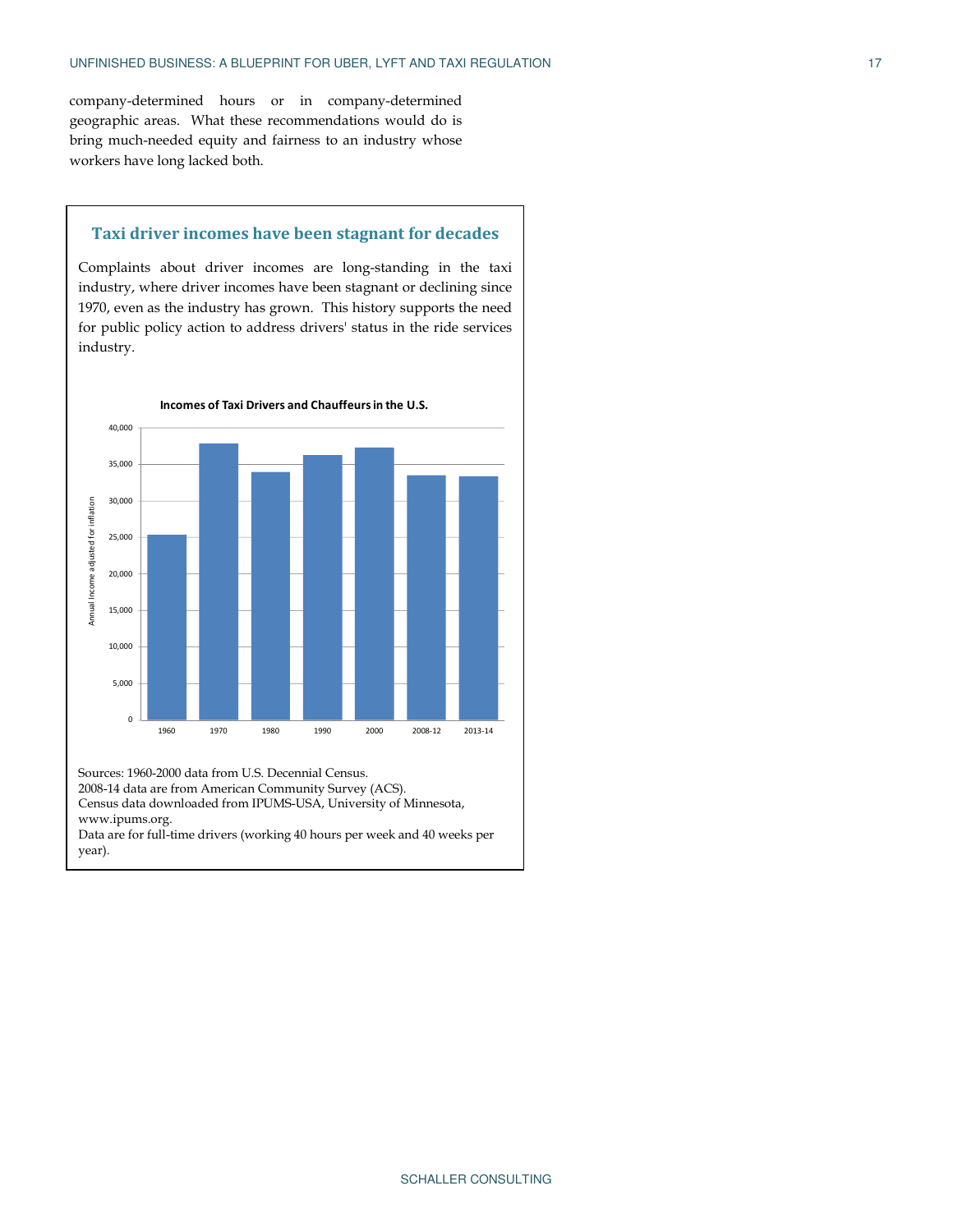company-determined hours or in company-determined geographic areas. What these recommendations would do is bring much-needed equity and fairness to an industry whose workers have long lacked both.

### Taxi driver incomes have been stagnant for decades

Complaints about driver incomes are long-standing in the taxi industry, where driver incomes have been stagnant or declining since 1970, even as the industry has grown. This history supports the need for public policy action to address drivers' status in the ride services industry.

**Incomes of Taxi Drivers and Chauffeurs in the U.S.**

Sources: 1960-2000 data from U.S. Decennial Census.
2008-14 data are from American Community Survey (ACS).
Census data downloaded from IPUMS-USA, University of Minnesota, www.ipums.org.
Data are for full-time drivers (working 40 hours per week and 40 weeks per year).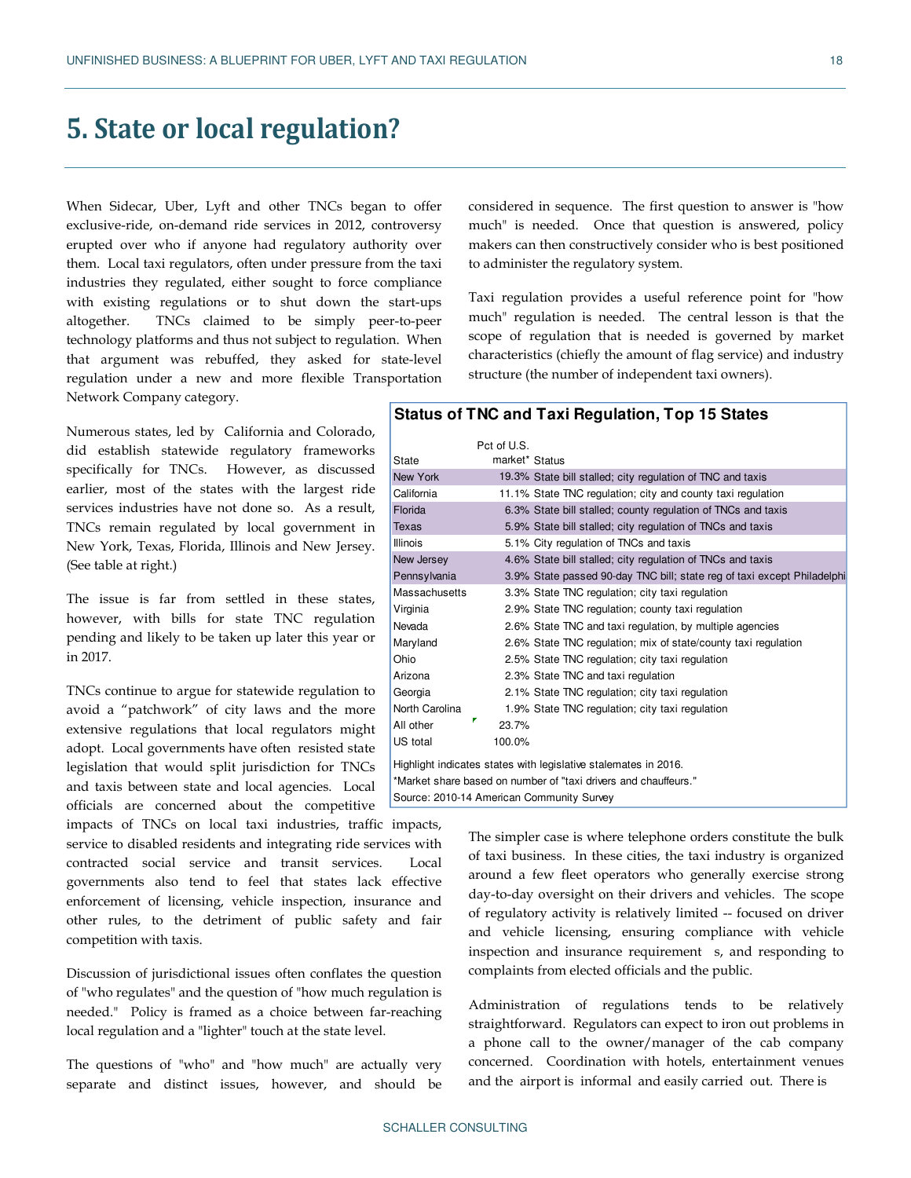# 5. State or local regulation?

When Sidecar, Uber, Lyft and other TNCs began to offer exclusive-ride, on-demand ride services in 2012, controversy erupted over who if anyone had regulatory authority over them. Local taxi regulators, often under pressure from the taxi industries they regulated, either sought to force compliance with existing regulations or to shut down the start-ups altogether. TNCs claimed to be simply peer-to-peer technology platforms and thus not subject to regulation. When that argument was rebuffed, they asked for state-level regulation under a new and more flexible Transportation Network Company category.

Numerous states, led by California and Colorado, did establish statewide regulatory frameworks specifically for TNCs. However, as discussed earlier, most of the states with the largest ride services industries have not done so. As a result, TNCs remain regulated by local government in New York, Texas, Florida, Illinois and New Jersey. (See table at right.)

The issue is far from settled in these states, however, with bills for state TNC regulation pending and likely to be taken up later this year or in 2017.

TNCs continue to argue for statewide regulation to avoid a "patchwork" of city laws and the more extensive regulations that local regulators might adopt. Local governments have often resisted state legislation that would split jurisdiction for TNCs and taxis between state and local agencies. Local officials are concerned about the competitive impacts of TNCs on local taxi industries, traffic impacts, service to disabled residents and integrating ride services with contracted social service and transit services. Local governments also tend to feel that states lack effective enforcement of licensing, vehicle inspection, insurance and other rules, to the detriment of public safety and fair competition with taxis.

Discussion of jurisdictional issues often conflates the question of "who regulates" and the question of "how much regulation is needed." Policy is framed as a choice between far-reaching local regulation and a "lighter" touch at the state level.

The questions of "who" and "how much" are actually very separate and distinct issues, however, and should be considered in sequence. The first question to answer is "how much" is needed. Once that question is answered, policy makers can then constructively consider who is best positioned to administer the regulatory system.

Taxi regulation provides a useful reference point for "how much" regulation is needed. The central lesson is that the scope of regulation that is needed is governed by market characteristics (chiefly the amount of flag service) and industry structure (the number of independent taxi owners).

**Status of TNC and Taxi Regulation, Top 15 States**

| State | Pct of U.S. market* | Status |
|---|---|---|
| New York | 19.3% | State bill stalled; city regulation of TNC and taxis |
| California | 11.1% | State TNC regulation; city and county taxi regulation |
| Florida | 6.3% | State bill stalled; county regulation of TNCs and taxis |
| Texas | 5.9% | State bill stalled; city regulation of TNCs and taxis |
| Illinois | 5.1% | City regulation of TNCs and taxis |
| New Jersey | 4.6% | State bill stalled; city regulation of TNCs and taxis |
| Pennsylvania | 3.9% | State passed 90-day TNC bill; state reg of taxi except Philadelphi |
| Massachusetts | 3.3% | State TNC regulation; city taxi regulation |
| Virginia | 2.9% | State TNC regulation; county taxi regulation |
| Nevada | 2.6% | State TNC and taxi regulation, by multiple agencies |
| Maryland | 2.6% | State TNC regulation; mix of state/county taxi regulation |
| Ohio | 2.5% | State TNC regulation; city taxi regulation |
| Arizona | 2.3% | State TNC and taxi regulation |
| Georgia | 2.1% | State TNC regulation; city taxi regulation |
| North Carolina | 1.9% | State TNC regulation; city taxi regulation |
| All other | 23.7% | |
| US total | 100.0% | |

Highlight indicates states with legislative stalemates in 2016.
*Market share based on number of "taxi drivers and chauffeurs."
Source: 2010-14 American Community Survey

The simpler case is where telephone orders constitute the bulk of taxi business. In these cities, the taxi industry is organized around a few fleet operators who generally exercise strong day-to-day oversight on their drivers and vehicles. The scope of regulatory activity is relatively limited -- focused on driver and vehicle licensing, ensuring compliance with vehicle inspection and insurance requirements, and responding to complaints from elected officials and the public.

Administration of regulations tends to be relatively straightforward. Regulators can expect to iron out problems in a phone call to the owner/manager of the cab company concerned. Coordination with hotels, entertainment venues and the airport is informal and easily carried out. There is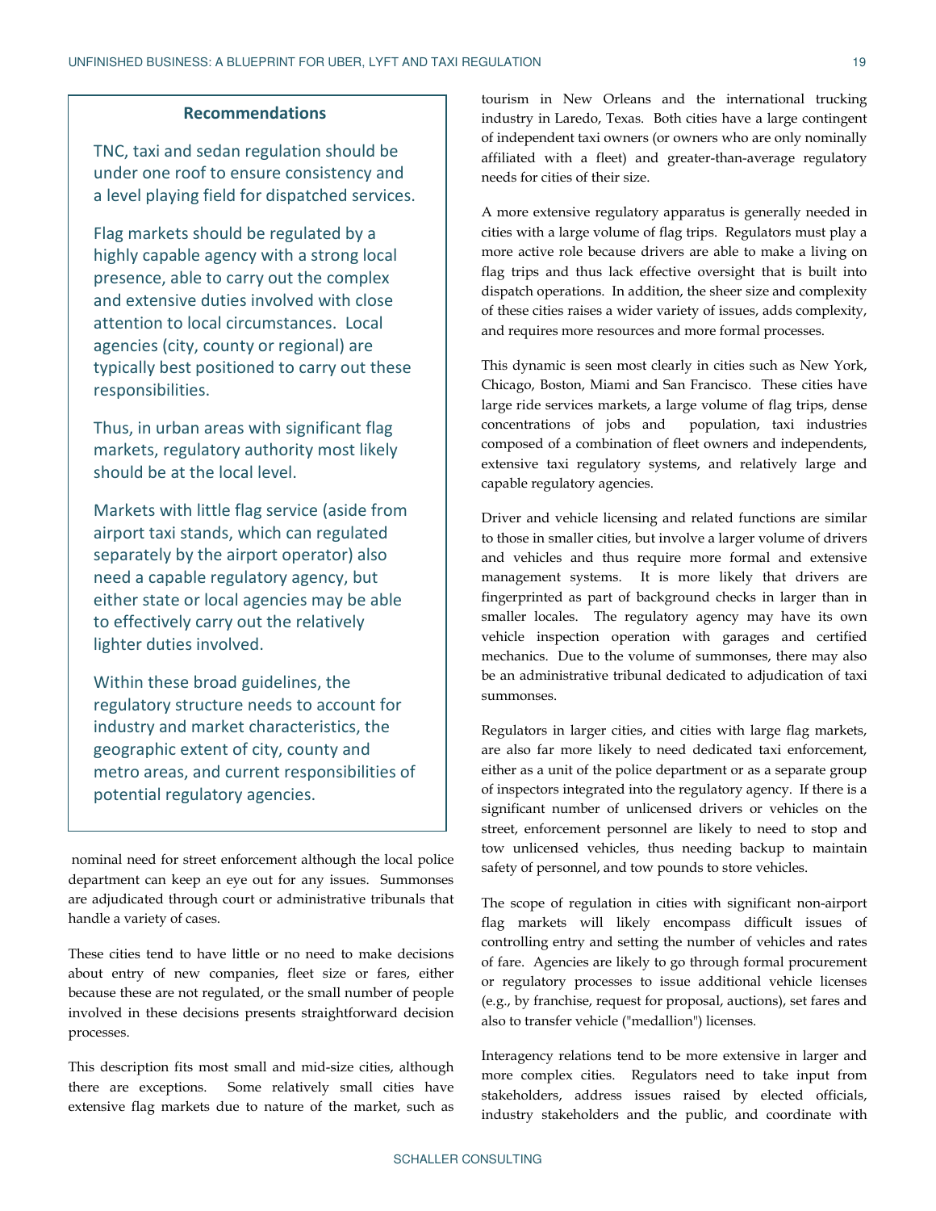### Recommendations

TNC, taxi and sedan regulation should be under one roof to ensure consistency and a level playing field for dispatched services.

Flag markets should be regulated by a highly capable agency with a strong local presence, able to carry out the complex and extensive duties involved with close attention to local circumstances. Local agencies (city, county or regional) are typically best positioned to carry out these responsibilities.

Thus, in urban areas with significant flag markets, regulatory authority most likely should be at the local level.

Markets with little flag service (aside from airport taxi stands, which can regulated separately by the airport operator) also need a capable regulatory agency, but either state or local agencies may be able to effectively carry out the relatively lighter duties involved.

Within these broad guidelines, the regulatory structure needs to account for industry and market characteristics, the geographic extent of city, county and metro areas, and current responsibilities of potential regulatory agencies.

nominal need for street enforcement although the local police department can keep an eye out for any issues. Summonses are adjudicated through court or administrative tribunals that handle a variety of cases.

These cities tend to have little or no need to make decisions about entry of new companies, fleet size or fares, either because these are not regulated, or the small number of people involved in these decisions presents straightforward decision processes.

This description fits most small and mid-size cities, although there are exceptions. Some relatively small cities have extensive flag markets due to nature of the market, such as tourism in New Orleans and the international trucking industry in Laredo, Texas. Both cities have a large contingent of independent taxi owners (or owners who are only nominally affiliated with a fleet) and greater-than-average regulatory needs for cities of their size.

A more extensive regulatory apparatus is generally needed in cities with a large volume of flag trips. Regulators must play a more active role because drivers are able to make a living on flag trips and thus lack effective oversight that is built into dispatch operations. In addition, the sheer size and complexity of these cities raises a wider variety of issues, adds complexity, and requires more resources and more formal processes.

This dynamic is seen most clearly in cities such as New York, Chicago, Boston, Miami and San Francisco. These cities have large ride services markets, a large volume of flag trips, dense concentrations of jobs and population, taxi industries composed of a combination of fleet owners and independents, extensive taxi regulatory systems, and relatively large and capable regulatory agencies.

Driver and vehicle licensing and related functions are similar to those in smaller cities, but involve a larger volume of drivers and vehicles and thus require more formal and extensive management systems. It is more likely that drivers are fingerprinted as part of background checks in larger than in smaller locales. The regulatory agency may have its own vehicle inspection operation with garages and certified mechanics. Due to the volume of summonses, there may also be an administrative tribunal dedicated to adjudication of taxi summonses.

Regulators in larger cities, and cities with large flag markets, are also far more likely to need dedicated taxi enforcement, either as a unit of the police department or as a separate group of inspectors integrated into the regulatory agency. If there is a significant number of unlicensed drivers or vehicles on the street, enforcement personnel are likely to need to stop and tow unlicensed vehicles, thus needing backup to maintain safety of personnel, and tow pounds to store vehicles.

The scope of regulation in cities with significant non-airport flag markets will likely encompass difficult issues of controlling entry and setting the number of vehicles and rates of fare. Agencies are likely to go through formal procurement or regulatory processes to issue additional vehicle licenses (e.g., by franchise, request for proposal, auctions), set fares and also to transfer vehicle ("medallion") licenses.

Interagency relations tend to be more extensive in larger and more complex cities. Regulators need to take input from stakeholders, address issues raised by elected officials, industry stakeholders and the public, and coordinate with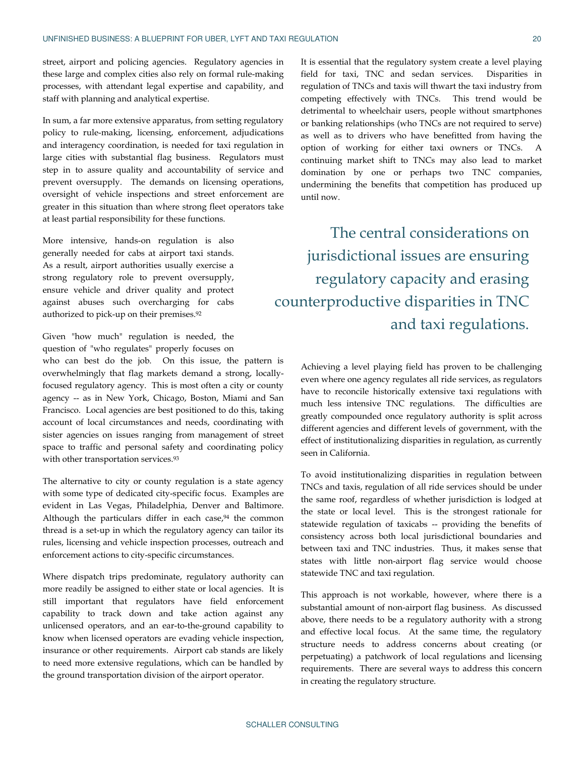street, airport and policing agencies. Regulatory agencies in these large and complex cities also rely on formal rule-making processes, with attendant legal expertise and capability, and staff with planning and analytical expertise.

In sum, a far more extensive apparatus, from setting regulatory policy to rule-making, licensing, enforcement, adjudications and interagency coordination, is needed for taxi regulation in large cities with substantial flag business. Regulators must step in to assure quality and accountability of service and prevent oversupply. The demands on licensing operations, oversight of vehicle inspections and street enforcement are greater in this situation than where strong fleet operators take at least partial responsibility for these functions.

More intensive, hands-on regulation is also generally needed for cabs at airport taxi stands. As a result, airport authorities usually exercise a strong regulatory role to prevent oversupply, ensure vehicle and driver quality and protect against abuses such overcharging for cabs authorized to pick-up on their premises.[92]

Given "how much" regulation is needed, the question of "who regulates" properly focuses on who can best do the job. On this issue, the pattern is overwhelmingly that flag markets demand a strong, locally-focused regulatory agency. This is most often a city or county agency -- as in New York, Chicago, Boston, Miami and San Francisco. Local agencies are best positioned to do this, taking account of local circumstances and needs, coordinating with sister agencies on issues ranging from management of street space to traffic and personal safety and coordinating policy with other transportation services.[93]

The alternative to city or county regulation is a state agency with some type of dedicated city-specific focus. Examples are evident in Las Vegas, Philadelphia, Denver and Baltimore. Although the particulars differ in each case,[94] the common thread is a set-up in which the regulatory agency can tailor its rules, licensing and vehicle inspection processes, outreach and enforcement actions to city-specific circumstances.

Where dispatch trips predominate, regulatory authority can more readily be assigned to either state or local agencies. It is still important that regulators have field enforcement capability to track down and take action against any unlicensed operators, and an ear-to-the-ground capability to know when licensed operators are evading vehicle inspection, insurance or other requirements. Airport cab stands are likely to need more extensive regulations, which can be handled by the ground transportation division of the airport operator.

It is essential that the regulatory system create a level playing field for taxi, TNC and sedan services. Disparities in regulation of TNCs and taxis will thwart the taxi industry from competing effectively with TNCs. This trend would be detrimental to wheelchair users, people without smartphones or banking relationships (who TNCs are not required to serve) as well as to drivers who have benefitted from having the option of working for either taxi owners or TNCs. A continuing market shift to TNCs may also lead to market domination by one or perhaps two TNC companies, undermining the benefits that competition has produced up until now.

> The central considerations on jurisdictional issues are ensuring regulatory capacity and erasing counterproductive disparities in TNC and taxi regulations.

Achieving a level playing field has proven to be challenging even where one agency regulates all ride services, as regulators have to reconcile historically extensive taxi regulations with much less intensive TNC regulations. The difficulties are greatly compounded once regulatory authority is split across different agencies and different levels of government, with the effect of institutionalizing disparities in regulation, as currently seen in California.

To avoid institutionalizing disparities in regulation between TNCs and taxis, regulation of all ride services should be under the same roof, regardless of whether jurisdiction is lodged at the state or local level. This is the strongest rationale for statewide regulation of taxicabs -- providing the benefits of consistency across both local jurisdictional boundaries and between taxi and TNC industries. Thus, it makes sense that states with little non-airport flag service would choose statewide TNC and taxi regulation.

This approach is not workable, however, where there is a substantial amount of non-airport flag business. As discussed above, there needs to be a regulatory authority with a strong and effective local focus. At the same time, the regulatory structure needs to address concerns about creating (or perpetuating) a patchwork of local regulations and licensing requirements. There are several ways to address this concern in creating the regulatory structure.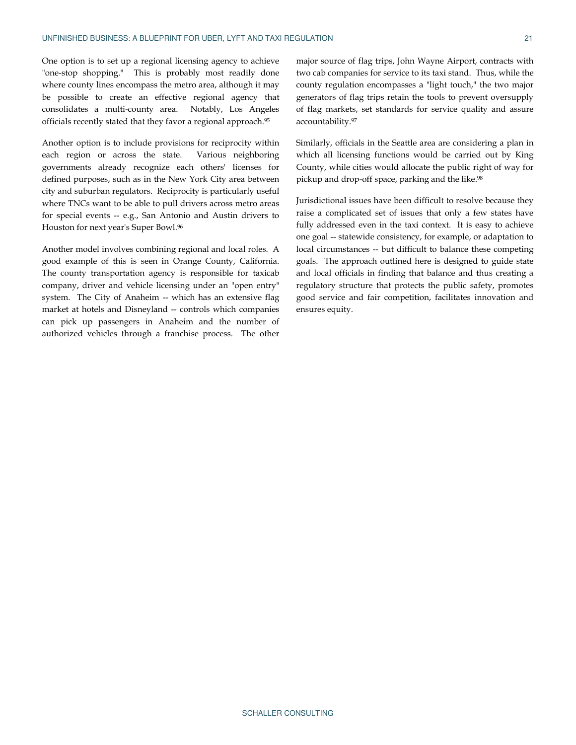One option is to set up a regional licensing agency to achieve "one-stop shopping." This is probably most readily done where county lines encompass the metro area, although it may be possible to create an effective regional agency that consolidates a multi-county area. Notably, Los Angeles officials recently stated that they favor a regional approach.[95]

Another option is to include provisions for reciprocity within each region or across the state. Various neighboring governments already recognize each others' licenses for defined purposes, such as in the New York City area between city and suburban regulators. Reciprocity is particularly useful where TNCs want to be able to pull drivers across metro areas for special events -- e.g., San Antonio and Austin drivers to Houston for next year's Super Bowl.[96]

Another model involves combining regional and local roles. A good example of this is seen in Orange County, California. The county transportation agency is responsible for taxicab company, driver and vehicle licensing under an "open entry" system. The City of Anaheim -- which has an extensive flag market at hotels and Disneyland -- controls which companies can pick up passengers in Anaheim and the number of authorized vehicles through a franchise process. The other major source of flag trips, John Wayne Airport, contracts with two cab companies for service to its taxi stand. Thus, while the county regulation encompasses a "light touch," the two major generators of flag trips retain the tools to prevent oversupply of flag markets, set standards for service quality and assure accountability.[97]

Similarly, officials in the Seattle area are considering a plan in which all licensing functions would be carried out by King County, while cities would allocate the public right of way for pickup and drop-off space, parking and the like.[98]

Jurisdictional issues have been difficult to resolve because they raise a complicated set of issues that only a few states have fully addressed even in the taxi context. It is easy to achieve one goal -- statewide consistency, for example, or adaptation to local circumstances -- but difficult to balance these competing goals. The approach outlined here is designed to guide state and local officials in finding that balance and thus creating a regulatory structure that protects the public safety, promotes good service and fair competition, facilitates innovation and ensures equity.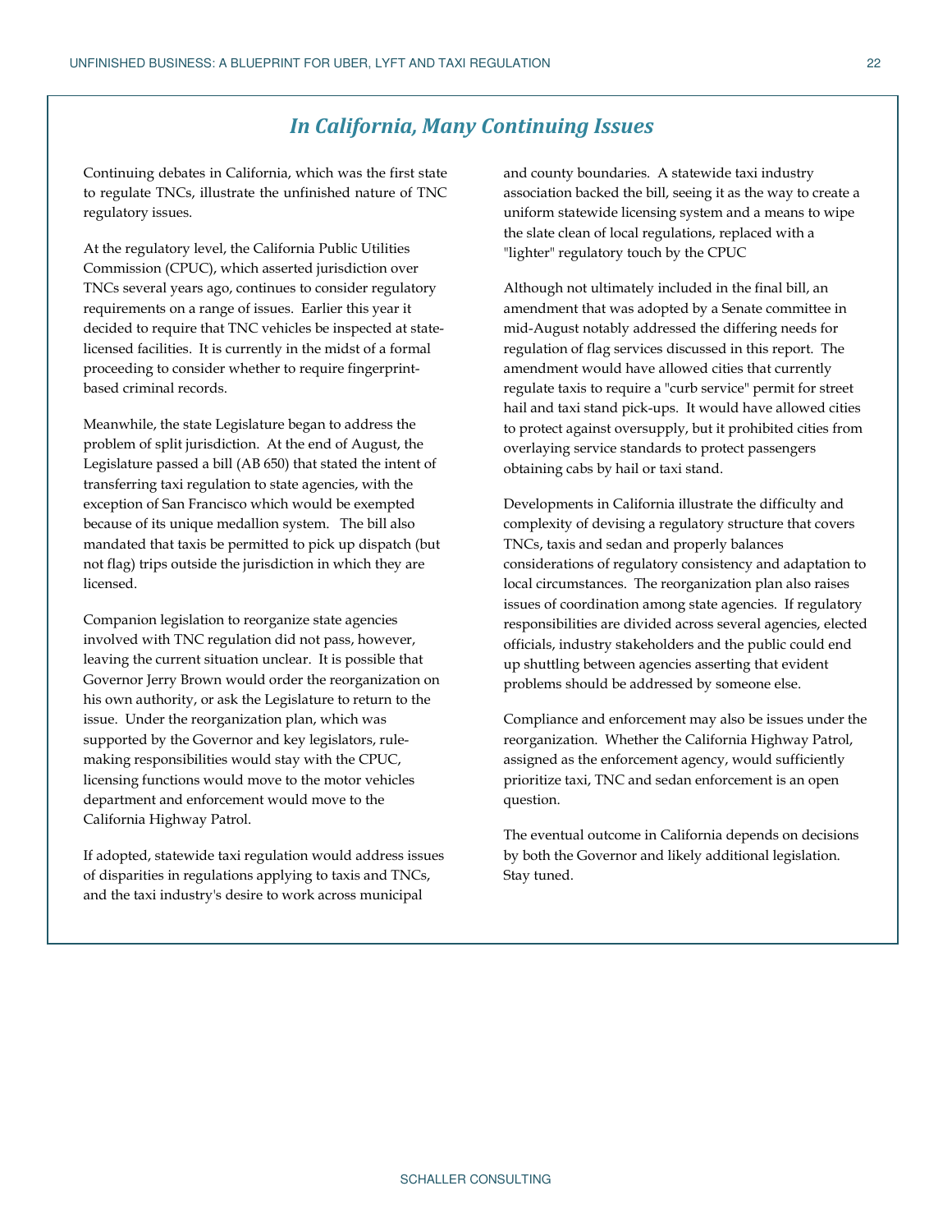## *In California, Many Continuing Issues*

Continuing debates in California, which was the first state to regulate TNCs, illustrate the unfinished nature of TNC regulatory issues.

At the regulatory level, the California Public Utilities Commission (CPUC), which asserted jurisdiction over TNCs several years ago, continues to consider regulatory requirements on a range of issues. Earlier this year it decided to require that TNC vehicles be inspected at state-licensed facilities. It is currently in the midst of a formal proceeding to consider whether to require fingerprint-based criminal records.

Meanwhile, the state Legislature began to address the problem of split jurisdiction. At the end of August, the Legislature passed a bill (AB 650) that stated the intent of transferring taxi regulation to state agencies, with the exception of San Francisco which would be exempted because of its unique medallion system. The bill also mandated that taxis be permitted to pick up dispatch (but not flag) trips outside the jurisdiction in which they are licensed.

Companion legislation to reorganize state agencies involved with TNC regulation did not pass, however, leaving the current situation unclear. It is possible that Governor Jerry Brown would order the reorganization on his own authority, or ask the Legislature to return to the issue. Under the reorganization plan, which was supported by the Governor and key legislators, rule-making responsibilities would stay with the CPUC, licensing functions would move to the motor vehicles department and enforcement would move to the California Highway Patrol.

If adopted, statewide taxi regulation would address issues of disparities in regulations applying to taxis and TNCs, and the taxi industry's desire to work across municipal and county boundaries. A statewide taxi industry association backed the bill, seeing it as the way to create a uniform statewide licensing system and a means to wipe the slate clean of local regulations, replaced with a "lighter" regulatory touch by the CPUC

Although not ultimately included in the final bill, an amendment that was adopted by a Senate committee in mid-August notably addressed the differing needs for regulation of flag services discussed in this report. The amendment would have allowed cities that currently regulate taxis to require a "curb service" permit for street hail and taxi stand pick-ups. It would have allowed cities to protect against oversupply, but it prohibited cities from overlaying service standards to protect passengers obtaining cabs by hail or taxi stand.

Developments in California illustrate the difficulty and complexity of devising a regulatory structure that covers TNCs, taxis and sedan and properly balances considerations of regulatory consistency and adaptation to local circumstances. The reorganization plan also raises issues of coordination among state agencies. If regulatory responsibilities are divided across several agencies, elected officials, industry stakeholders and the public could end up shuttling between agencies asserting that evident problems should be addressed by someone else.

Compliance and enforcement may also be issues under the reorganization. Whether the California Highway Patrol, assigned as the enforcement agency, would sufficiently prioritize taxi, TNC and sedan enforcement is an open question.

The eventual outcome in California depends on decisions by both the Governor and likely additional legislation. Stay tuned.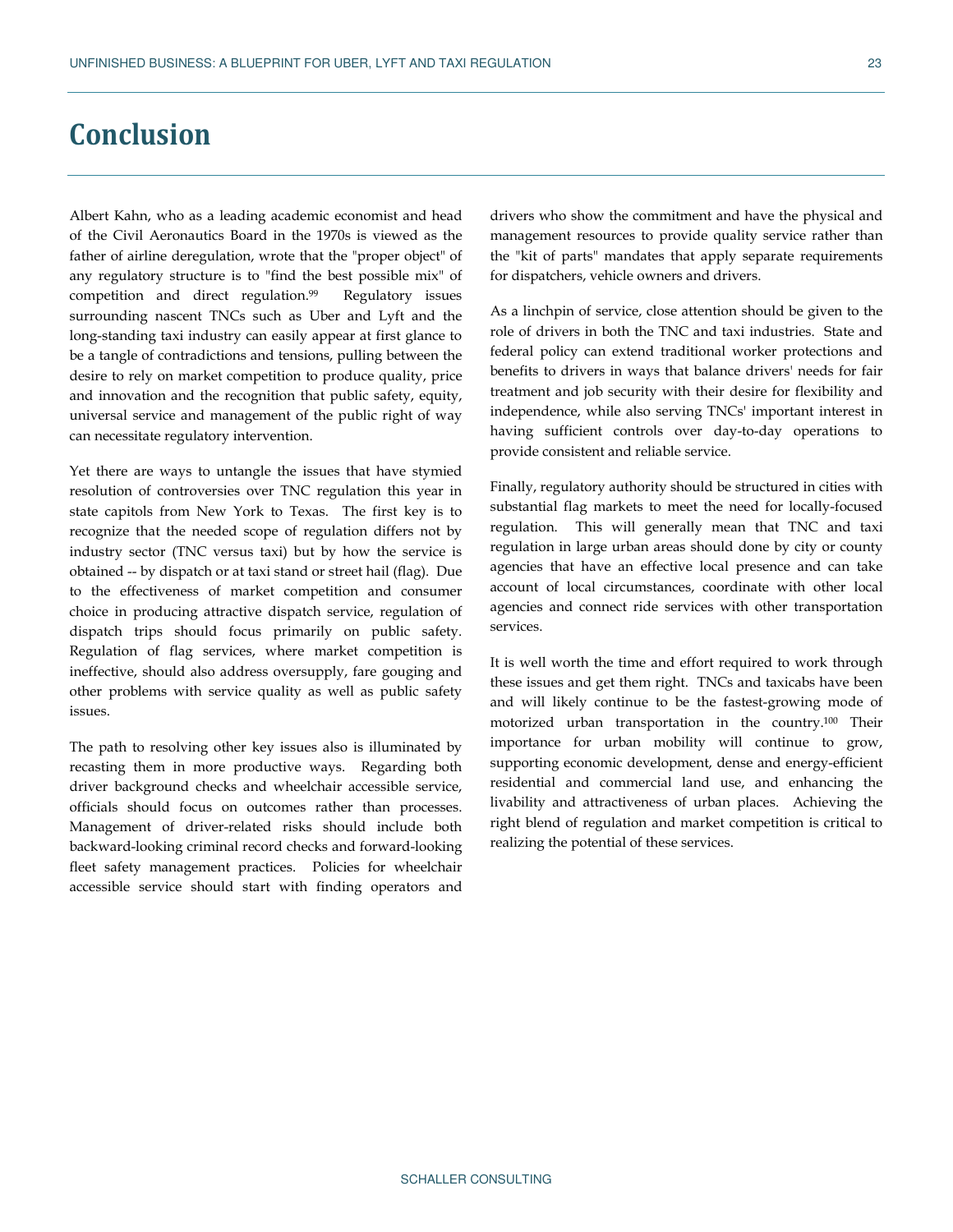# Conclusion

Albert Kahn, who as a leading academic economist and head of the Civil Aeronautics Board in the 1970s is viewed as the father of airline deregulation, wrote that the "proper object" of any regulatory structure is to "find the best possible mix" of competition and direct regulation.[99] Regulatory issues surrounding nascent TNCs such as Uber and Lyft and the long-standing taxi industry can easily appear at first glance to be a tangle of contradictions and tensions, pulling between the desire to rely on market competition to produce quality, price and innovation and the recognition that public safety, equity, universal service and management of the public right of way can necessitate regulatory intervention.

Yet there are ways to untangle the issues that have stymied resolution of controversies over TNC regulation this year in state capitols from New York to Texas. The first key is to recognize that the needed scope of regulation differs not by industry sector (TNC versus taxi) but by how the service is obtained -- by dispatch or at taxi stand or street hail (flag). Due to the effectiveness of market competition and consumer choice in producing attractive dispatch service, regulation of dispatch trips should focus primarily on public safety. Regulation of flag services, where market competition is ineffective, should also address oversupply, fare gouging and other problems with service quality as well as public safety issues.

The path to resolving other key issues also is illuminated by recasting them in more productive ways. Regarding both driver background checks and wheelchair accessible service, officials should focus on outcomes rather than processes. Management of driver-related risks should include both backward-looking criminal record checks and forward-looking fleet safety management practices. Policies for wheelchair accessible service should start with finding operators and drivers who show the commitment and have the physical and management resources to provide quality service rather than the "kit of parts" mandates that apply separate requirements for dispatchers, vehicle owners and drivers.

As a linchpin of service, close attention should be given to the role of drivers in both the TNC and taxi industries. State and federal policy can extend traditional worker protections and benefits to drivers in ways that balance drivers' needs for fair treatment and job security with their desire for flexibility and independence, while also serving TNCs' important interest in having sufficient controls over day-to-day operations to provide consistent and reliable service.

Finally, regulatory authority should be structured in cities with substantial flag markets to meet the need for locally-focused regulation. This will generally mean that TNC and taxi regulation in large urban areas should done by city or county agencies that have an effective local presence and can take account of local circumstances, coordinate with other local agencies and connect ride services with other transportation services.

It is well worth the time and effort required to work through these issues and get them right. TNCs and taxicabs have been and will likely continue to be the fastest-growing mode of motorized urban transportation in the country.[100] Their importance for urban mobility will continue to grow, supporting economic development, dense and energy-efficient residential and commercial land use, and enhancing the livability and attractiveness of urban places. Achieving the right blend of regulation and market competition is critical to realizing the potential of these services.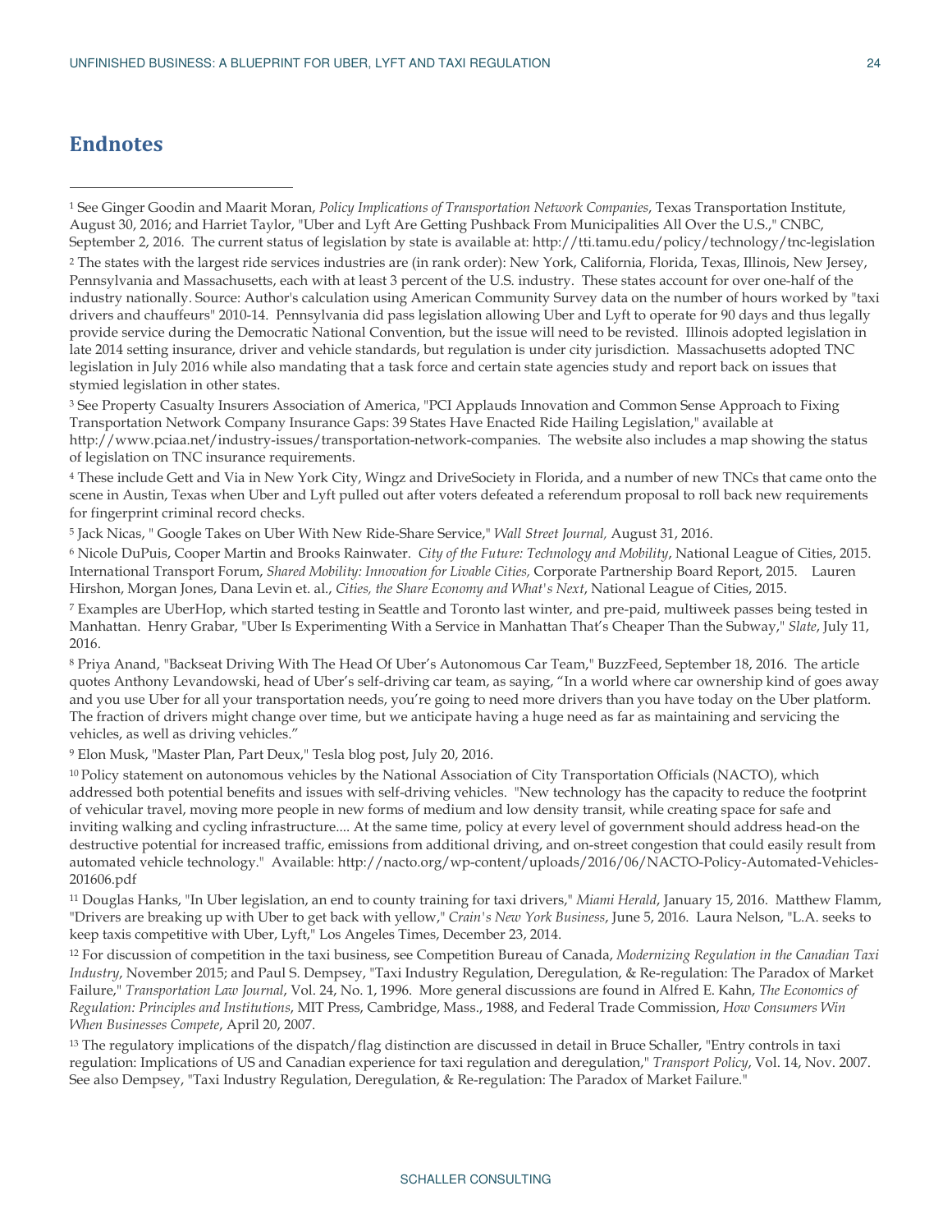## Endnotes

[1] See Ginger Goodin and Maarit Moran, *Policy Implications of Transportation Network Companies*, Texas Transportation Institute, August 30, 2016; and Harriet Taylor, "Uber and Lyft Are Getting Pushback From Municipalities All Over the U.S.," CNBC, September 2, 2016. The current status of legislation by state is available at: http://tti.tamu.edu/policy/technology/tnc-legislation

[2] The states with the largest ride services industries are (in rank order): New York, California, Florida, Texas, Illinois, New Jersey, Pennsylvania and Massachusetts, each with at least 3 percent of the U.S. industry. These states account for over one-half of the industry nationally. Source: Author's calculation using American Community Survey data on the number of hours worked by "taxi drivers and chauffeurs" 2010-14. Pennsylvania did pass legislation allowing Uber and Lyft to operate for 90 days and thus legally provide service during the Democratic National Convention, but the issue will need to be revisted. Illinois adopted legislation in late 2014 setting insurance, driver and vehicle standards, but regulation is under city jurisdiction. Massachusetts adopted TNC legislation in July 2016 while also mandating that a task force and certain state agencies study and report back on issues that stymied legislation in other states.

[3] See Property Casualty Insurers Association of America, "PCI Applauds Innovation and Common Sense Approach to Fixing Transportation Network Company Insurance Gaps: 39 States Have Enacted Ride Hailing Legislation," available at http://www.pciaa.net/industry-issues/transportation-network-companies. The website also includes a map showing the status of legislation on TNC insurance requirements.

[4] These include Gett and Via in New York City, Wingz and DriveSociety in Florida, and a number of new TNCs that came onto the scene in Austin, Texas when Uber and Lyft pulled out after voters defeated a referendum proposal to roll back new requirements for fingerprint criminal record checks.

[5] Jack Nicas, " Google Takes on Uber With New Ride-Share Service," *Wall Street Journal,* August 31, 2016.

[6] Nicole DuPuis, Cooper Martin and Brooks Rainwater. *City of the Future: Technology and Mobility*, National League of Cities, 2015. International Transport Forum, *Shared Mobility: Innovation for Livable Cities,* Corporate Partnership Board Report, 2015. Lauren Hirshon, Morgan Jones, Dana Levin et. al., *Cities, the Share Economy and What's Next*, National League of Cities, 2015.

[7] Examples are UberHop, which started testing in Seattle and Toronto last winter, and pre-paid, multiweek passes being tested in Manhattan. Henry Grabar, "Uber Is Experimenting With a Service in Manhattan That's Cheaper Than the Subway," *Slate*, July 11, 2016.

[8] Priya Anand, "Backseat Driving With The Head Of Uber's Autonomous Car Team," BuzzFeed, September 18, 2016. The article quotes Anthony Levandowski, head of Uber's self-driving car team, as saying, "In a world where car ownership kind of goes away and you use Uber for all your transportation needs, you're going to need more drivers than you have today on the Uber platform. The fraction of drivers might change over time, but we anticipate having a huge need as far as maintaining and servicing the vehicles, as well as driving vehicles."

[9] Elon Musk, "Master Plan, Part Deux," Tesla blog post, July 20, 2016.

[10] Policy statement on autonomous vehicles by the National Association of City Transportation Officials (NACTO), which addressed both potential benefits and issues with self-driving vehicles. "New technology has the capacity to reduce the footprint of vehicular travel, moving more people in new forms of medium and low density transit, while creating space for safe and inviting walking and cycling infrastructure.... At the same time, policy at every level of government should address head-on the destructive potential for increased traffic, emissions from additional driving, and on-street congestion that could easily result from automated vehicle technology." Available: http://nacto.org/wp-content/uploads/2016/06/NACTO-Policy-Automated-Vehicles-201606.pdf

[11] Douglas Hanks, "In Uber legislation, an end to county training for taxi drivers," *Miami Herald*, January 15, 2016. Matthew Flamm, "Drivers are breaking up with Uber to get back with yellow," *Crain's New York Business*, June 5, 2016. Laura Nelson, "L.A. seeks to keep taxis competitive with Uber, Lyft," Los Angeles Times, December 23, 2014.

[12] For discussion of competition in the taxi business, see Competition Bureau of Canada, *Modernizing Regulation in the Canadian Taxi Industry*, November 2015; and Paul S. Dempsey, "Taxi Industry Regulation, Deregulation, & Re-regulation: The Paradox of Market Failure," *Transportation Law Journal*, Vol. 24, No. 1, 1996. More general discussions are found in Alfred E. Kahn, *The Economics of Regulation: Principles and Institutions*, MIT Press, Cambridge, Mass., 1988, and Federal Trade Commission, *How Consumers Win When Businesses Compete*, April 20, 2007.

[13] The regulatory implications of the dispatch/flag distinction are discussed in detail in Bruce Schaller, "Entry controls in taxi regulation: Implications of US and Canadian experience for taxi regulation and deregulation," *Transport Policy*, Vol. 14, Nov. 2007. See also Dempsey, "Taxi Industry Regulation, Deregulation, & Re-regulation: The Paradox of Market Failure."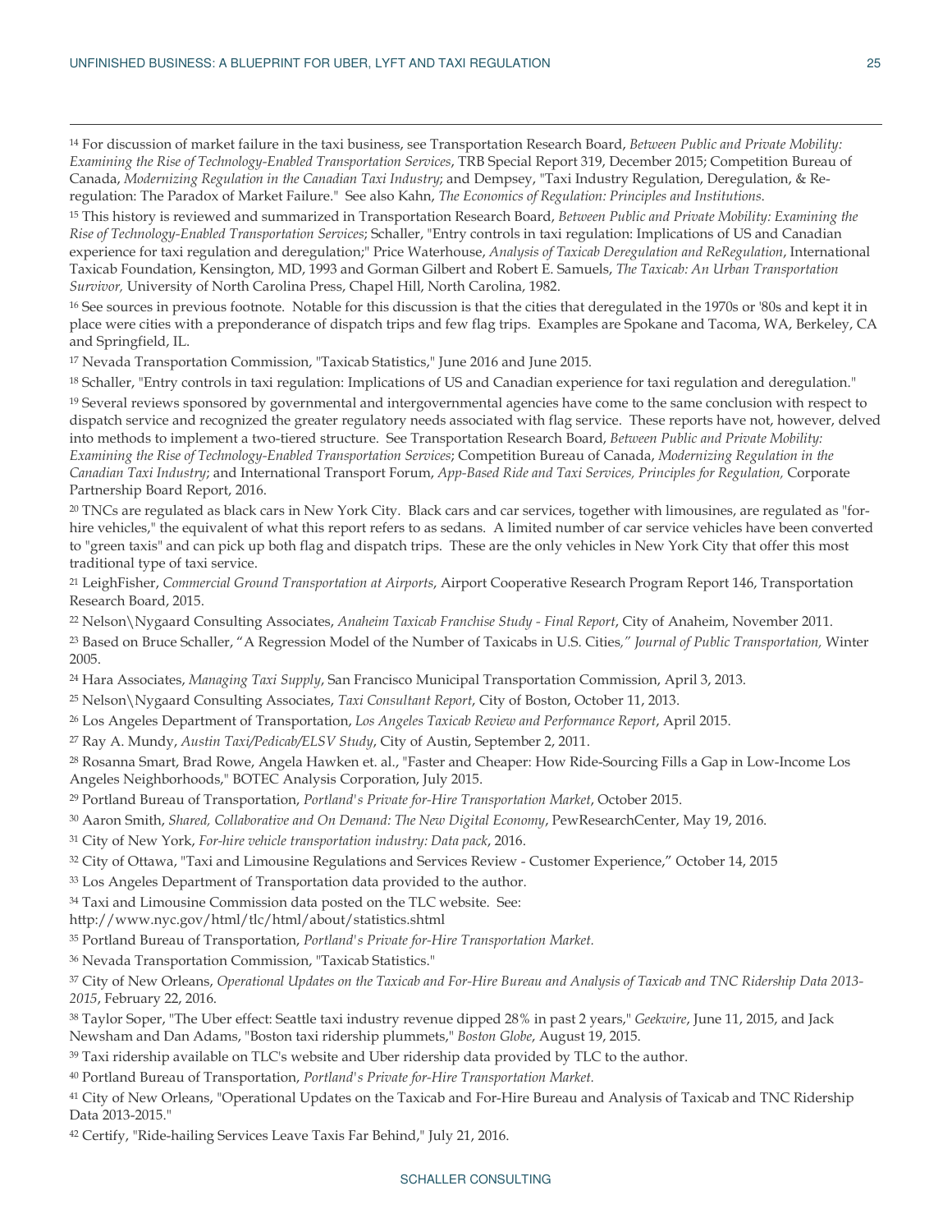[14] For discussion of market failure in the taxi business, see Transportation Research Board, *Between Public and Private Mobility: Examining the Rise of Technology-Enabled Transportation Services*, TRB Special Report 319, December 2015; Competition Bureau of Canada, *Modernizing Regulation in the Canadian Taxi Industry*; and Dempsey, "Taxi Industry Regulation, Deregulation, & Re-regulation: The Paradox of Market Failure." See also Kahn, *The Economics of Regulation: Principles and Institutions.*

[15] This history is reviewed and summarized in Transportation Research Board, *Between Public and Private Mobility: Examining the Rise of Technology-Enabled Transportation Services*; Schaller, "Entry controls in taxi regulation: Implications of US and Canadian experience for taxi regulation and deregulation;" Price Waterhouse, *Analysis of Taxicab Deregulation and ReRegulation*, International Taxicab Foundation, Kensington, MD, 1993 and Gorman Gilbert and Robert E. Samuels, *The Taxicab: An Urban Transportation Survivor,* University of North Carolina Press, Chapel Hill, North Carolina, 1982.

[16] See sources in previous footnote. Notable for this discussion is that the cities that deregulated in the 1970s or '80s and kept it in place were cities with a preponderance of dispatch trips and few flag trips. Examples are Spokane and Tacoma, WA, Berkeley, CA and Springfield, IL.

[17] Nevada Transportation Commission, "Taxicab Statistics," June 2016 and June 2015.

[18] Schaller, "Entry controls in taxi regulation: Implications of US and Canadian experience for taxi regulation and deregulation."

[19] Several reviews sponsored by governmental and intergovernmental agencies have come to the same conclusion with respect to dispatch service and recognized the greater regulatory needs associated with flag service. These reports have not, however, delved into methods to implement a two-tiered structure. See Transportation Research Board, *Between Public and Private Mobility: Examining the Rise of Technology-Enabled Transportation Services*; Competition Bureau of Canada, *Modernizing Regulation in the Canadian Taxi Industry*; and International Transport Forum, *App-Based Ride and Taxi Services, Principles for Regulation,* Corporate Partnership Board Report, 2016.

[20] TNCs are regulated as black cars in New York City. Black cars and car services, together with limousines, are regulated as "for-hire vehicles," the equivalent of what this report refers to as sedans. A limited number of car service vehicles have been converted to "green taxis" and can pick up both flag and dispatch trips. These are the only vehicles in New York City that offer this most traditional type of taxi service.

[21] LeighFisher, *Commercial Ground Transportation at Airports*, Airport Cooperative Research Program Report 146, Transportation Research Board, 2015.

[22] Nelson\Nygaard Consulting Associates, *Anaheim Taxicab Franchise Study - Final Report*, City of Anaheim, November 2011.

[23] Based on Bruce Schaller, "A Regression Model of the Number of Taxicabs in U.S. Cities," *Journal of Public Transportation,* Winter 2005.

[24] Hara Associates, *Managing Taxi Supply*, San Francisco Municipal Transportation Commission, April 3, 2013.

[25] Nelson\Nygaard Consulting Associates, *Taxi Consultant Report*, City of Boston, October 11, 2013.

[26] Los Angeles Department of Transportation, *Los Angeles Taxicab Review and Performance Report*, April 2015.

[27] Ray A. Mundy, *Austin Taxi/Pedicab/ELSV Study*, City of Austin, September 2, 2011.

[28] Rosanna Smart, Brad Rowe, Angela Hawken et. al., "Faster and Cheaper: How Ride-Sourcing Fills a Gap in Low-Income Los Angeles Neighborhoods," BOTEC Analysis Corporation, July 2015.

[29] Portland Bureau of Transportation, *Portland's Private for-Hire Transportation Market*, October 2015.

[30] Aaron Smith, *Shared, Collaborative and On Demand: The New Digital Economy*, PewResearchCenter, May 19, 2016.

[31] City of New York, *For-hire vehicle transportation industry: Data pack*, 2016.

[32] City of Ottawa, "Taxi and Limousine Regulations and Services Review - Customer Experience," October 14, 2015

[33] Los Angeles Department of Transportation data provided to the author.

[34] Taxi and Limousine Commission data posted on the TLC website. See: http://www.nyc.gov/html/tlc/html/about/statistics.shtml

[35] Portland Bureau of Transportation, *Portland's Private for-Hire Transportation Market.*

[36] Nevada Transportation Commission, "Taxicab Statistics."

[37] City of New Orleans, *Operational Updates on the Taxicab and For-Hire Bureau and Analysis of Taxicab and TNC Ridership Data 2013-2015*, February 22, 2016.

[38] Taylor Soper, "The Uber effect: Seattle taxi industry revenue dipped 28% in past 2 years," *Geekwire*, June 11, 2015, and Jack Newsham and Dan Adams, "Boston taxi ridership plummets," *Boston Globe*, August 19, 2015.

[39] Taxi ridership available on TLC's website and Uber ridership data provided by TLC to the author.

[40] Portland Bureau of Transportation, *Portland's Private for-Hire Transportation Market.*

[41] City of New Orleans, "Operational Updates on the Taxicab and For-Hire Bureau and Analysis of Taxicab and TNC Ridership Data 2013-2015."

[42] Certify, "Ride-hailing Services Leave Taxis Far Behind," July 21, 2016.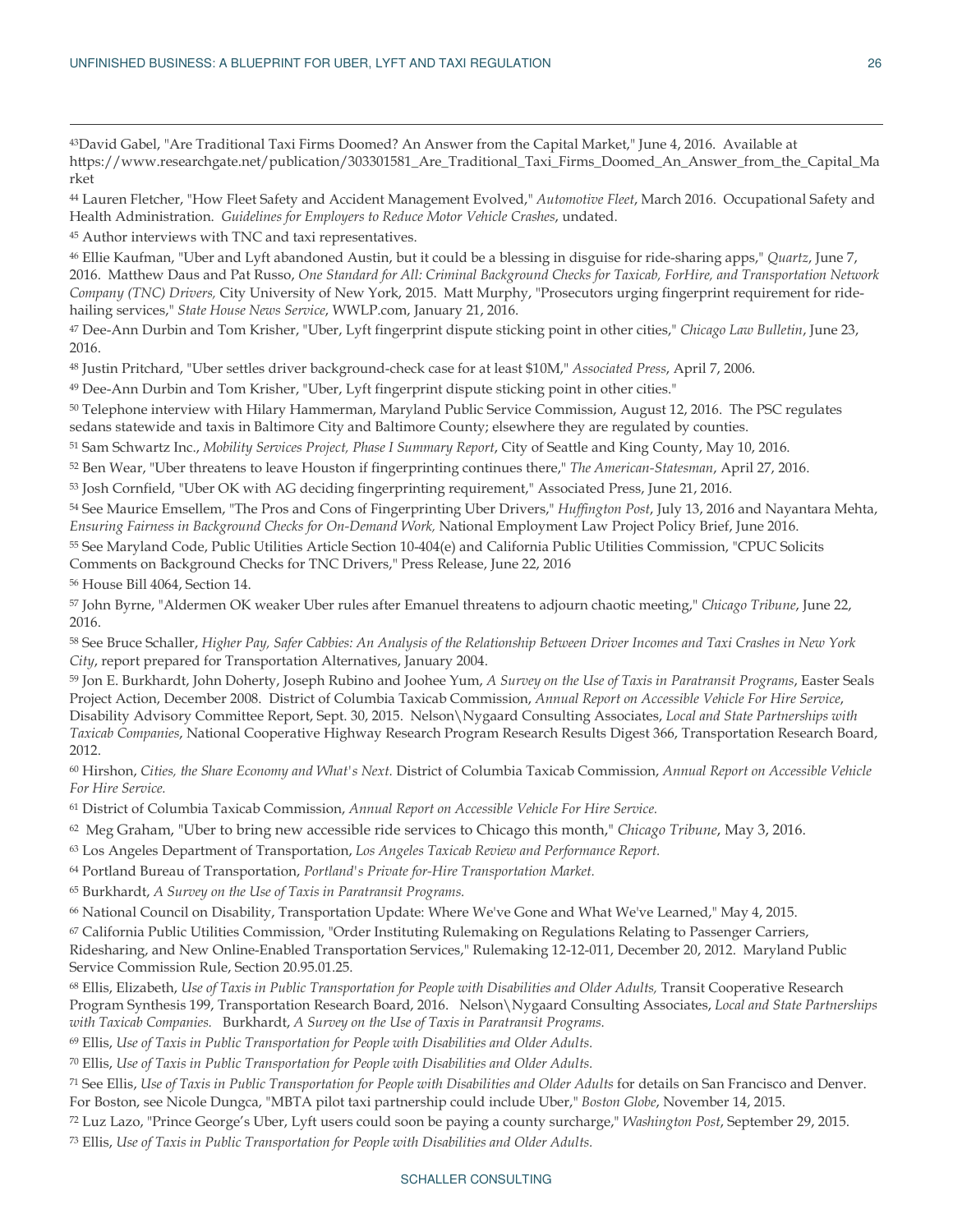[43]David Gabel, "Are Traditional Taxi Firms Doomed? An Answer from the Capital Market," June 4, 2016. Available at https://www.researchgate.net/publication/303301581_Are_Traditional_Taxi_Firms_Doomed_An_Answer_from_the_Capital_Market

[44] Lauren Fletcher, "How Fleet Safety and Accident Management Evolved," *Automotive Fleet*, March 2016. Occupational Safety and Health Administration. *Guidelines for Employers to Reduce Motor Vehicle Crashes*, undated.

[45] Author interviews with TNC and taxi representatives.

[46] Ellie Kaufman, "Uber and Lyft abandoned Austin, but it could be a blessing in disguise for ride-sharing apps," *Quartz*, June 7, 2016. Matthew Daus and Pat Russo, *One Standard for All: Criminal Background Checks for Taxicab, ForHire, and Transportation Network Company (TNC) Drivers,* City University of New York, 2015. Matt Murphy, "Prosecutors urging fingerprint requirement for ride-hailing services," *State House News Service*, WWLP.com, January 21, 2016.

[47] Dee-Ann Durbin and Tom Krisher, "Uber, Lyft fingerprint dispute sticking point in other cities," *Chicago Law Bulletin*, June 23, 2016.

[48] Justin Pritchard, "Uber settles driver background-check case for at least $10M," *Associated Press*, April 7, 2006.

[49] Dee-Ann Durbin and Tom Krisher, "Uber, Lyft fingerprint dispute sticking point in other cities."

[50] Telephone interview with Hilary Hammerman, Maryland Public Service Commission, August 12, 2016. The PSC regulates sedans statewide and taxis in Baltimore City and Baltimore County; elsewhere they are regulated by counties.

[51] Sam Schwartz Inc., *Mobility Services Project, Phase I Summary Report*, City of Seattle and King County, May 10, 2016.

[52] Ben Wear, "Uber threatens to leave Houston if fingerprinting continues there," *The American-Statesman*, April 27, 2016.

[53] Josh Cornfield, "Uber OK with AG deciding fingerprinting requirement," Associated Press, June 21, 2016.

[54] See Maurice Emsellem, "The Pros and Cons of Fingerprinting Uber Drivers," *Huffington Post*, July 13, 2016 and Nayantara Mehta, *Ensuring Fairness in Background Checks for On-Demand Work,* National Employment Law Project Policy Brief, June 2016.

[55] See Maryland Code, Public Utilities Article Section 10-404(e) and California Public Utilities Commission, "CPUC Solicits Comments on Background Checks for TNC Drivers," Press Release, June 22, 2016

[56] House Bill 4064, Section 14.

[57] John Byrne, "Aldermen OK weaker Uber rules after Emanuel threatens to adjourn chaotic meeting," *Chicago Tribune*, June 22, 2016.

[58] See Bruce Schaller, *Higher Pay, Safer Cabbies: An Analysis of the Relationship Between Driver Incomes and Taxi Crashes in New York City*, report prepared for Transportation Alternatives, January 2004.

[59] Jon E. Burkhardt, John Doherty, Joseph Rubino and Joohee Yum, *A Survey on the Use of Taxis in Paratransit Programs*, Easter Seals Project Action, December 2008. District of Columbia Taxicab Commission, *Annual Report on Accessible Vehicle For Hire Service*, Disability Advisory Committee Report, Sept. 30, 2015. Nelson\Nygaard Consulting Associates, *Local and State Partnerships with Taxicab Companies*, National Cooperative Highway Research Program Research Results Digest 366, Transportation Research Board, 2012.

[60] Hirshon, *Cities, the Share Economy and What's Next.* District of Columbia Taxicab Commission, *Annual Report on Accessible Vehicle For Hire Service.*

[61] District of Columbia Taxicab Commission, *Annual Report on Accessible Vehicle For Hire Service.*

[62] Meg Graham, "Uber to bring new accessible ride services to Chicago this month," *Chicago Tribune*, May 3, 2016.

[63] Los Angeles Department of Transportation, *Los Angeles Taxicab Review and Performance Report.*

[64] Portland Bureau of Transportation, *Portland's Private for-Hire Transportation Market.*

[65] Burkhardt, *A Survey on the Use of Taxis in Paratransit Programs.*

[66] National Council on Disability, Transportation Update: Where We've Gone and What We've Learned," May 4, 2015.

[67] California Public Utilities Commission, "Order Instituting Rulemaking on Regulations Relating to Passenger Carriers, Ridesharing, and New Online-Enabled Transportation Services," Rulemaking 12-12-011, December 20, 2012. Maryland Public Service Commission Rule, Section 20.95.01.25.

[68] Ellis, Elizabeth, *Use of Taxis in Public Transportation for People with Disabilities and Older Adults,* Transit Cooperative Research Program Synthesis 199, Transportation Research Board, 2016. Nelson\Nygaard Consulting Associates, *Local and State Partnerships with Taxicab Companies.* Burkhardt, *A Survey on the Use of Taxis in Paratransit Programs.*

[69] Ellis, *Use of Taxis in Public Transportation for People with Disabilities and Older Adults.*

[70] Ellis, *Use of Taxis in Public Transportation for People with Disabilities and Older Adults.*

[71] See Ellis, *Use of Taxis in Public Transportation for People with Disabilities and Older Adults* for details on San Francisco and Denver. For Boston, see Nicole Dungca, "MBTA pilot taxi partnership could include Uber," *Boston Globe*, November 14, 2015.

[72] Luz Lazo, "Prince George's Uber, Lyft users could soon be paying a county surcharge," *Washington Post*, September 29, 2015.

[73] Ellis, *Use of Taxis in Public Transportation for People with Disabilities and Older Adults.*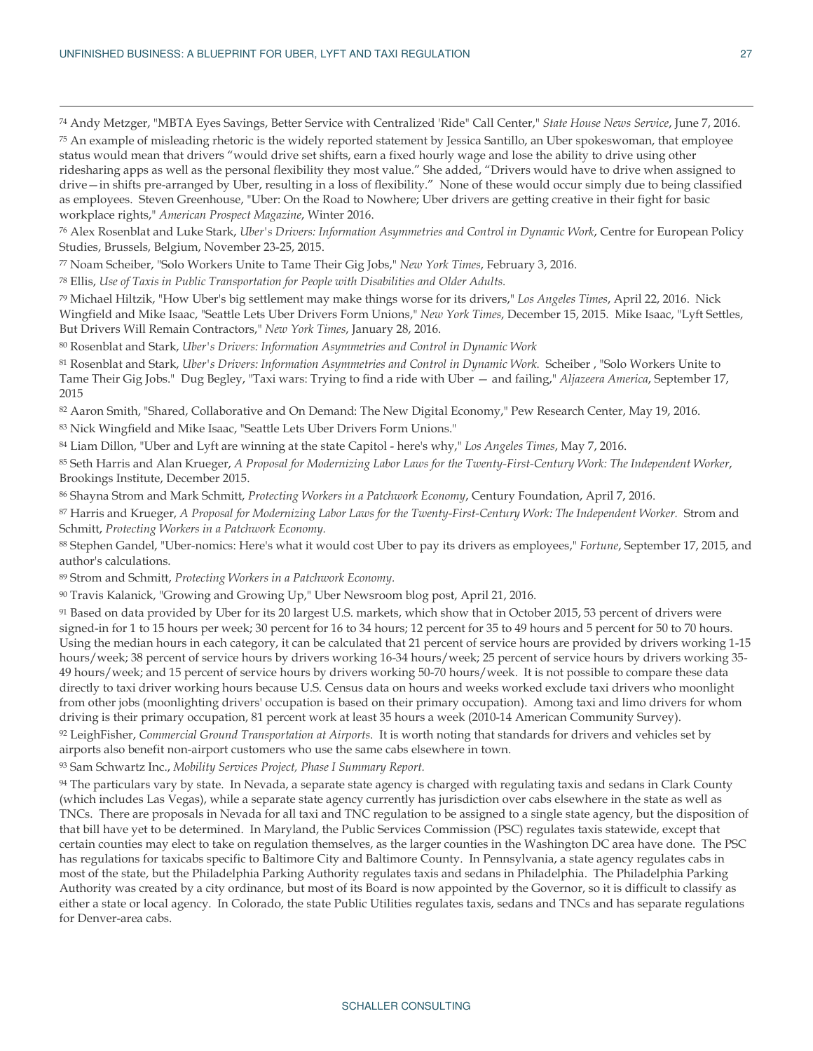[74] Andy Metzger, "MBTA Eyes Savings, Better Service with Centralized 'Ride" Call Center," *State House News Service*, June 7, 2016.

[75] An example of misleading rhetoric is the widely reported statement by Jessica Santillo, an Uber spokeswoman, that employee status would mean that drivers "would drive set shifts, earn a fixed hourly wage and lose the ability to drive using other ridesharing apps as well as the personal flexibility they most value." She added, "Drivers would have to drive when assigned to drive—in shifts pre-arranged by Uber, resulting in a loss of flexibility." None of these would occur simply due to being classified as employees. Steven Greenhouse, "Uber: On the Road to Nowhere; Uber drivers are getting creative in their fight for basic workplace rights," *American Prospect Magazine*, Winter 2016.

[76] Alex Rosenblat and Luke Stark, *Uber's Drivers: Information Asymmetries and Control in Dynamic Work*, Centre for European Policy Studies, Brussels, Belgium, November 23-25, 2015.

[77] Noam Scheiber, "Solo Workers Unite to Tame Their Gig Jobs," *New York Times*, February 3, 2016.

[78] Ellis, *Use of Taxis in Public Transportation for People with Disabilities and Older Adults.*

[79] Michael Hiltzik, "How Uber's big settlement may make things worse for its drivers," *Los Angeles Times*, April 22, 2016. Nick Wingfield and Mike Isaac, "Seattle Lets Uber Drivers Form Unions," *New York Times*, December 15, 2015. Mike Isaac, "Lyft Settles, But Drivers Will Remain Contractors," *New York Times*, January 28, 2016.

[80] Rosenblat and Stark, *Uber's Drivers: Information Asymmetries and Control in Dynamic Work*

[81] Rosenblat and Stark, *Uber's Drivers: Information Asymmetries and Control in Dynamic Work.* Scheiber , "Solo Workers Unite to Tame Their Gig Jobs." Dug Begley, "Taxi wars: Trying to find a ride with Uber — and failing," *Aljazeera America*, September 17, 2015

[82] Aaron Smith, "Shared, Collaborative and On Demand: The New Digital Economy," Pew Research Center, May 19, 2016.

[83] Nick Wingfield and Mike Isaac, "Seattle Lets Uber Drivers Form Unions."

[84] Liam Dillon, "Uber and Lyft are winning at the state Capitol - here's why," *Los Angeles Times*, May 7, 2016.

[85] Seth Harris and Alan Krueger, *A Proposal for Modernizing Labor Laws for the Twenty-First-Century Work: The Independent Worker*, Brookings Institute, December 2015.

[86] Shayna Strom and Mark Schmitt, *Protecting Workers in a Patchwork Economy*, Century Foundation, April 7, 2016.

[87] Harris and Krueger, *A Proposal for Modernizing Labor Laws for the Twenty-First-Century Work: The Independent Worker.* Strom and Schmitt, *Protecting Workers in a Patchwork Economy.*

[88] Stephen Gandel, "Uber-nomics: Here's what it would cost Uber to pay its drivers as employees," *Fortune*, September 17, 2015, and author's calculations.

[89] Strom and Schmitt, *Protecting Workers in a Patchwork Economy.*

[90] Travis Kalanick, "Growing and Growing Up," Uber Newsroom blog post, April 21, 2016.

[91] Based on data provided by Uber for its 20 largest U.S. markets, which show that in October 2015, 53 percent of drivers were signed-in for 1 to 15 hours per week; 30 percent for 16 to 34 hours; 12 percent for 35 to 49 hours and 5 percent for 50 to 70 hours. Using the median hours in each category, it can be calculated that 21 percent of service hours are provided by drivers working 1-15 hours/week; 38 percent of service hours by drivers working 16-34 hours/week; 25 percent of service hours by drivers working 35-49 hours/week; and 15 percent of service hours by drivers working 50-70 hours/week. It is not possible to compare these data directly to taxi driver working hours because U.S. Census data on hours and weeks worked exclude taxi drivers who moonlight from other jobs (moonlighting drivers' occupation is based on their primary occupation). Among taxi and limo drivers for whom driving is their primary occupation, 81 percent work at least 35 hours a week (2010-14 American Community Survey).

[92] LeighFisher, *Commercial Ground Transportation at Airports*. It is worth noting that standards for drivers and vehicles set by airports also benefit non-airport customers who use the same cabs elsewhere in town.

[93] Sam Schwartz Inc., *Mobility Services Project, Phase I Summary Report.*

[94] The particulars vary by state. In Nevada, a separate state agency is charged with regulating taxis and sedans in Clark County (which includes Las Vegas), while a separate state agency currently has jurisdiction over cabs elsewhere in the state as well as TNCs. There are proposals in Nevada for all taxi and TNC regulation to be assigned to a single state agency, but the disposition of that bill have yet to be determined. In Maryland, the Public Services Commission (PSC) regulates taxis statewide, except that certain counties may elect to take on regulation themselves, as the larger counties in the Washington DC area have done. The PSC has regulations for taxicabs specific to Baltimore City and Baltimore County. In Pennsylvania, a state agency regulates cabs in most of the state, but the Philadelphia Parking Authority regulates taxis and sedans in Philadelphia. The Philadelphia Parking Authority was created by a city ordinance, but most of its Board is now appointed by the Governor, so it is difficult to classify as either a state or local agency. In Colorado, the state Public Utilities regulates taxis, sedans and TNCs and has separate regulations for Denver-area cabs.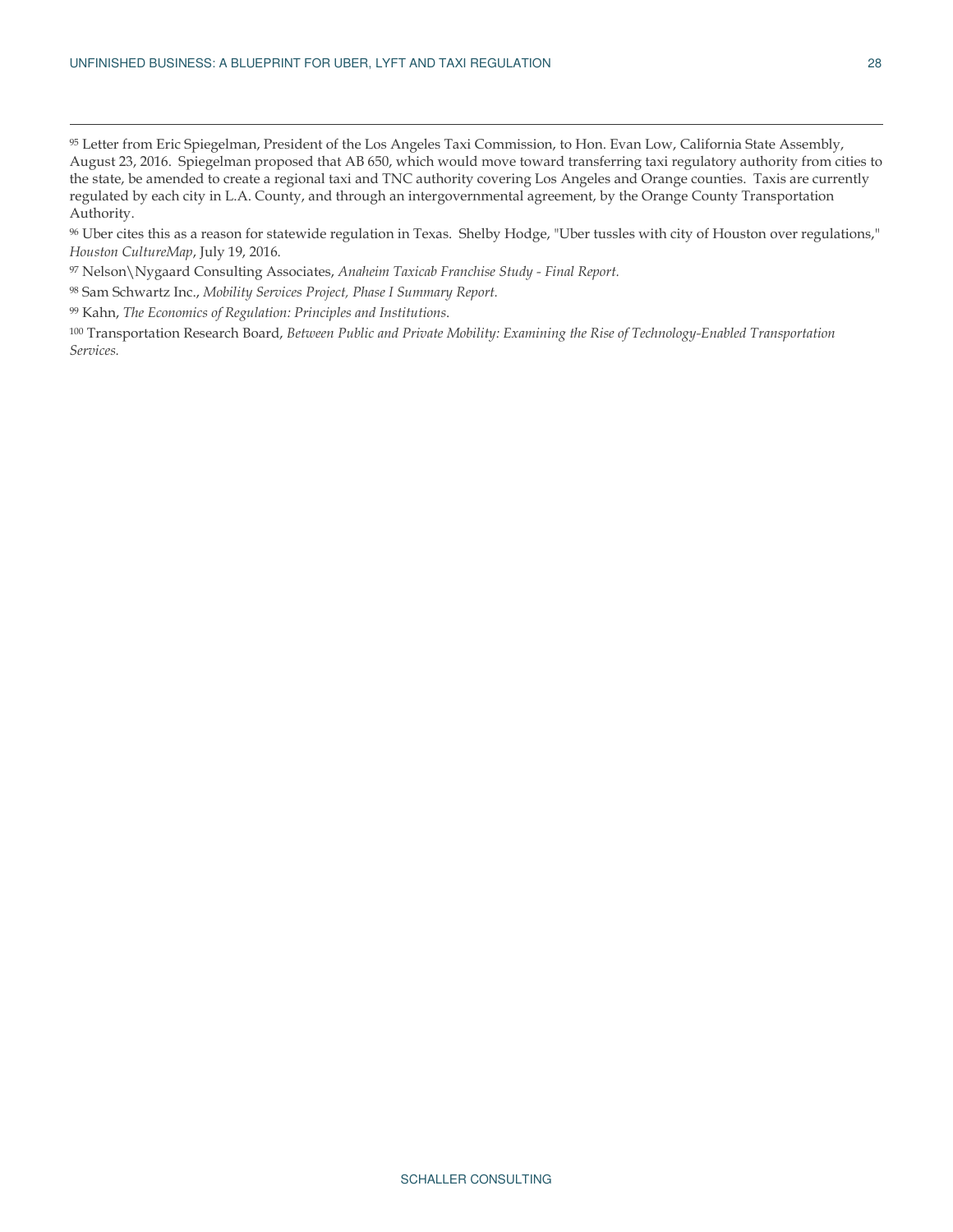[95] Letter from Eric Spiegelman, President of the Los Angeles Taxi Commission, to Hon. Evan Low, California State Assembly, August 23, 2016. Spiegelman proposed that AB 650, which would move toward transferring taxi regulatory authority from cities to the state, be amended to create a regional taxi and TNC authority covering Los Angeles and Orange counties. Taxis are currently regulated by each city in L.A. County, and through an intergovernmental agreement, by the Orange County Transportation Authority.

[96] Uber cites this as a reason for statewide regulation in Texas. Shelby Hodge, "Uber tussles with city of Houston over regulations," *Houston CultureMap*, July 19, 2016.

[97] Nelson\Nygaard Consulting Associates, *Anaheim Taxicab Franchise Study - Final Report.*

[98] Sam Schwartz Inc., *Mobility Services Project, Phase I Summary Report.*

[99] Kahn, *The Economics of Regulation: Principles and Institutions*.

[100] Transportation Research Board, *Between Public and Private Mobility: Examining the Rise of Technology-Enabled Transportation Services.*